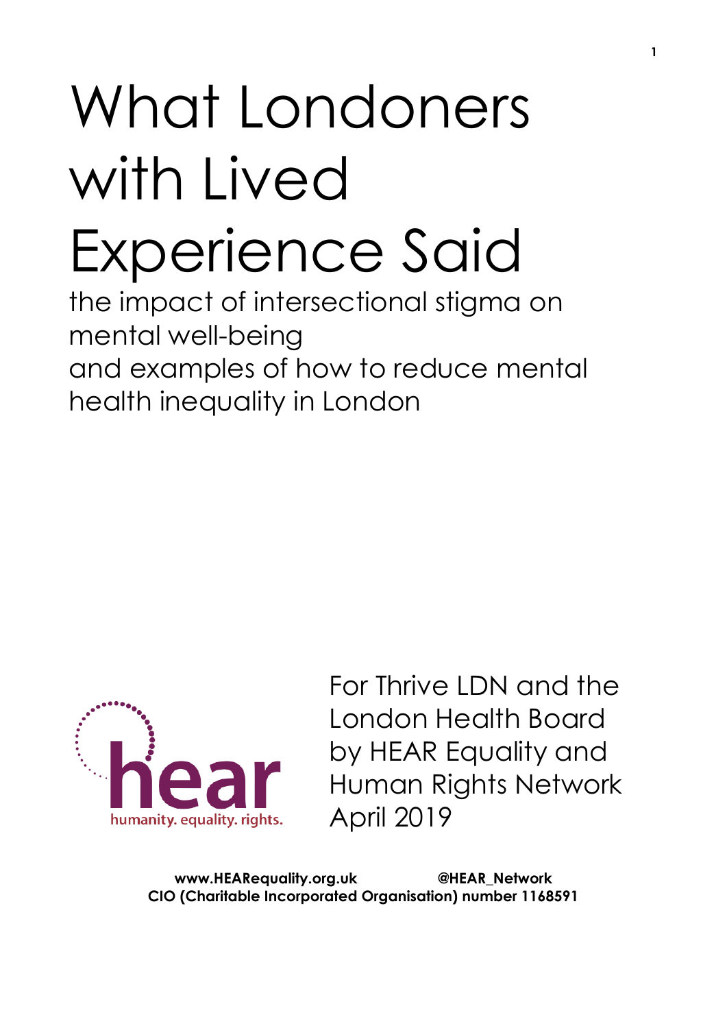# What Londoners with Lived Experience Said

the impact of intersectional stigma on mental well-being
and examples of how to reduce mental health inequality in London

hear
humanity. equality. rights.

For Thrive LDN and the London Health Board by HEAR Equality and Human Rights Network
April 2019

**www.HEARequality.org.uk** **@HEAR_Network**
**CIO (Charitable Incorporated Organisation) number 1168591**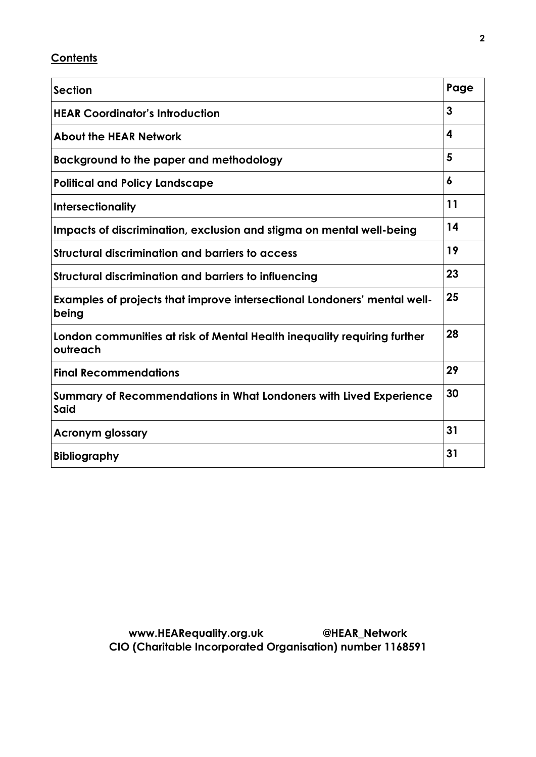## Contents

| Section | Page |
| --- | --- |
| **HEAR Coordinator's Introduction** | **3** |
| **About the HEAR Network** | **4** |
| **Background to the paper and methodology** | **5** |
| **Political and Policy Landscape** | **6** |
| **Intersectionality** | **11** |
| **Impacts of discrimination, exclusion and stigma on mental well-being** | **14** |
| **Structural discrimination and barriers to access** | **19** |
| **Structural discrimination and barriers to influencing** | **23** |
| **Examples of projects that improve intersectional Londoners' mental well-being** | **25** |
| **London communities at risk of Mental Health inequality requiring further outreach** | **28** |
| **Final Recommendations** | **29** |
| **Summary of Recommendations in What Londoners with Lived Experience Said** | **30** |
| **Acronym glossary** | **31** |
| **Bibliography** | **31** |

**www.HEARequality.org.uk @HEAR_Network**
**CIO (Charitable Incorporated Organisation) number 1168591**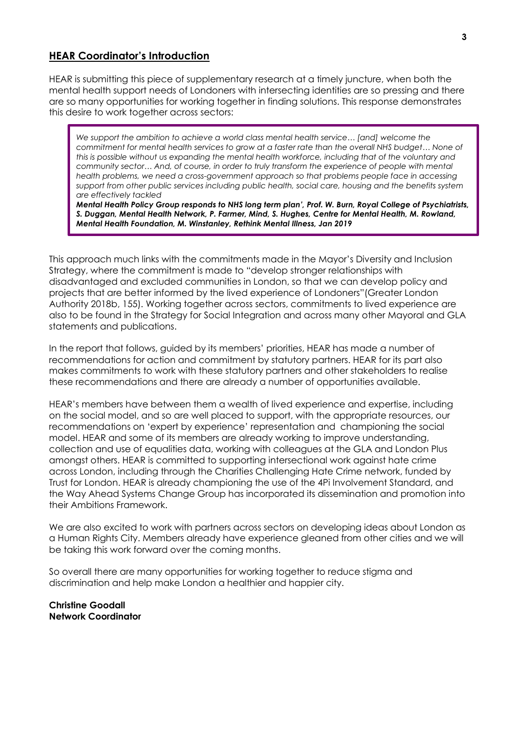## HEAR Coordinator's Introduction

HEAR is submitting this piece of supplementary research at a timely juncture, when both the mental health support needs of Londoners with intersecting identities are so pressing and there are so many opportunities for working together in finding solutions. This response demonstrates this desire to work together across sectors:

> *We support the ambition to achieve a world class mental health service… [and] welcome the commitment for mental health services to grow at a faster rate than the overall NHS budget… None of this is possible without us expanding the mental health workforce, including that of the voluntary and community sector… And, of course, in order to truly transform the experience of people with mental health problems, we need a cross-government approach so that problems people face in accessing support from other public services including public health, social care, housing and the benefits system are effectively tackled*
>
> ***Mental Health Policy Group responds to NHS long term plan', Prof. W. Burn, Royal College of Psychiatrists, S. Duggan, Mental Health Network, P. Farmer, Mind, S. Hughes, Centre for Mental Health, M. Rowland, Mental Health Foundation, M. Winstanley, Rethink Mental Illness, Jan 2019***

This approach much links with the commitments made in the Mayor's Diversity and Inclusion Strategy, where the commitment is made to "develop stronger relationships with disadvantaged and excluded communities in London, so that we can develop policy and projects that are better informed by the lived experience of Londoners"(Greater London Authority 2018b, 155). Working together across sectors, commitments to lived experience are also to be found in the Strategy for Social Integration and across many other Mayoral and GLA statements and publications.

In the report that follows, guided by its members' priorities, HEAR has made a number of recommendations for action and commitment by statutory partners. HEAR for its part also makes commitments to work with these statutory partners and other stakeholders to realise these recommendations and there are already a number of opportunities available.

HEAR's members have between them a wealth of lived experience and expertise, including on the social model, and so are well placed to support, with the appropriate resources, our recommendations on 'expert by experience' representation and championing the social model. HEAR and some of its members are already working to improve understanding, collection and use of equalities data, working with colleagues at the GLA and London Plus amongst others. HEAR is committed to supporting intersectional work against hate crime across London, including through the Charities Challenging Hate Crime network, funded by Trust for London. HEAR is already championing the use of the 4Pi Involvement Standard, and the Way Ahead Systems Change Group has incorporated its dissemination and promotion into their Ambitions Framework.

We are also excited to work with partners across sectors on developing ideas about London as a Human Rights City. Members already have experience gleaned from other cities and we will be taking this work forward over the coming months.

So overall there are many opportunities for working together to reduce stigma and discrimination and help make London a healthier and happier city.

**Christine Goodall**
**Network Coordinator**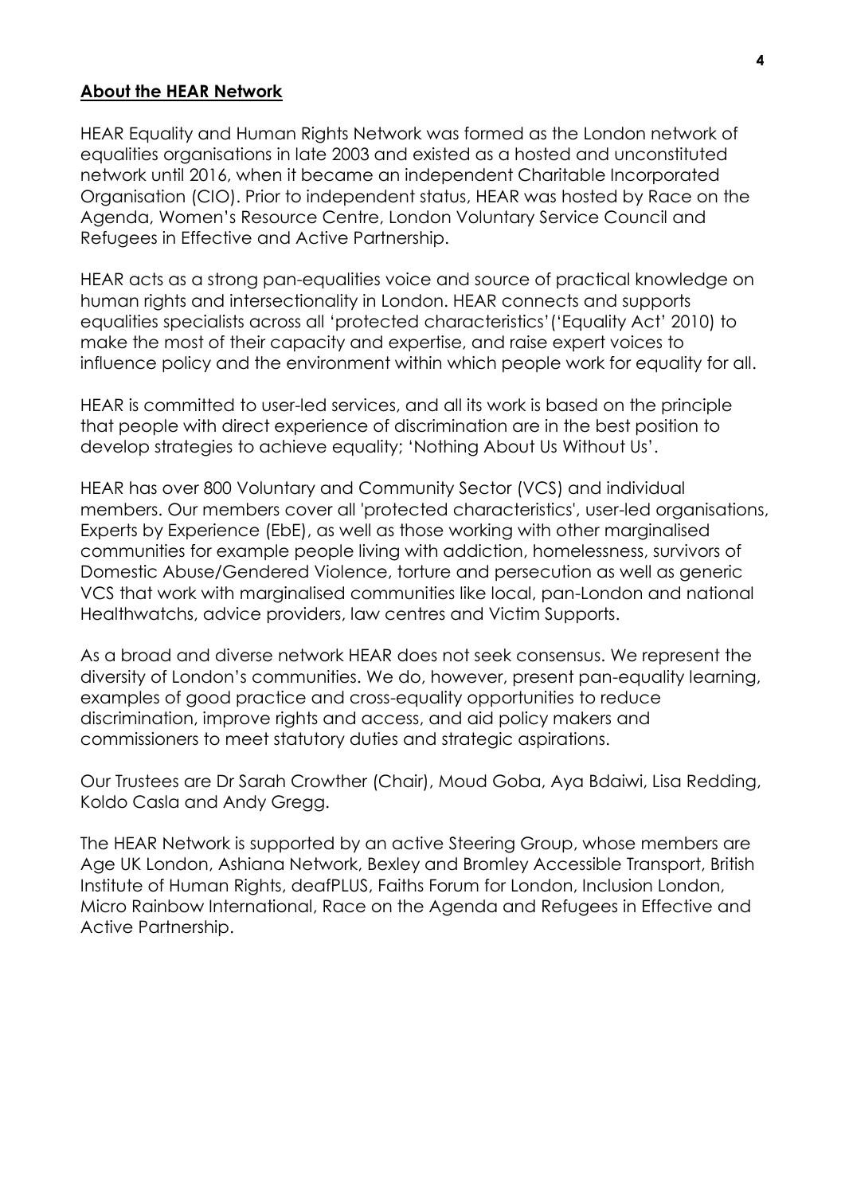## **About the HEAR Network**

HEAR Equality and Human Rights Network was formed as the London network of equalities organisations in late 2003 and existed as a hosted and unconstituted network until 2016, when it became an independent Charitable Incorporated Organisation (CIO). Prior to independent status, HEAR was hosted by Race on the Agenda, Women's Resource Centre, London Voluntary Service Council and Refugees in Effective and Active Partnership.

HEAR acts as a strong pan-equalities voice and source of practical knowledge on human rights and intersectionality in London. HEAR connects and supports equalities specialists across all 'protected characteristics'('Equality Act' 2010) to make the most of their capacity and expertise, and raise expert voices to influence policy and the environment within which people work for equality for all.

HEAR is committed to user-led services, and all its work is based on the principle that people with direct experience of discrimination are in the best position to develop strategies to achieve equality; 'Nothing About Us Without Us'.

HEAR has over 800 Voluntary and Community Sector (VCS) and individual members. Our members cover all 'protected characteristics', user-led organisations, Experts by Experience (EbE), as well as those working with other marginalised communities for example people living with addiction, homelessness, survivors of Domestic Abuse/Gendered Violence, torture and persecution as well as generic VCS that work with marginalised communities like local, pan-London and national Healthwatchs, advice providers, law centres and Victim Supports.

As a broad and diverse network HEAR does not seek consensus. We represent the diversity of London's communities. We do, however, present pan-equality learning, examples of good practice and cross-equality opportunities to reduce discrimination, improve rights and access, and aid policy makers and commissioners to meet statutory duties and strategic aspirations.

Our Trustees are Dr Sarah Crowther (Chair), Moud Goba, Aya Bdaiwi, Lisa Redding, Koldo Casla and Andy Gregg.

The HEAR Network is supported by an active Steering Group, whose members are Age UK London, Ashiana Network, Bexley and Bromley Accessible Transport, British Institute of Human Rights, deafPLUS, Faiths Forum for London, Inclusion London, Micro Rainbow International, Race on the Agenda and Refugees in Effective and Active Partnership.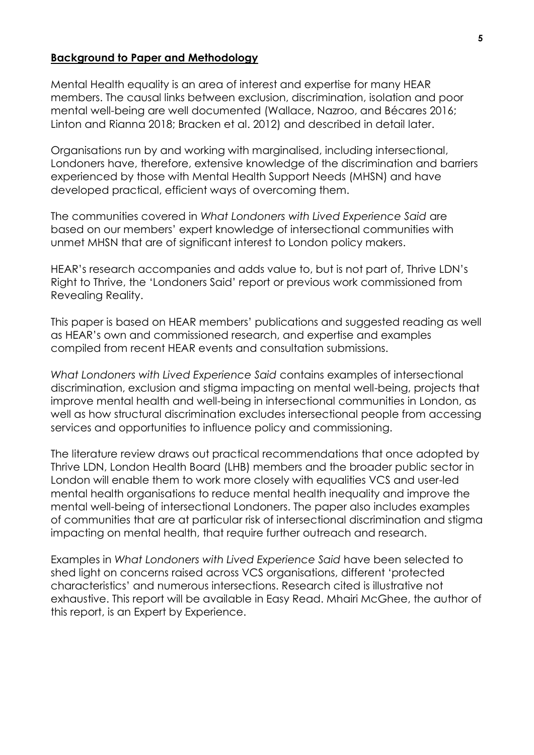**Background to Paper and Methodology**

Mental Health equality is an area of interest and expertise for many HEAR members. The causal links between exclusion, discrimination, isolation and poor mental well-being are well documented (Wallace, Nazroo, and Bécares 2016; Linton and Rianna 2018; Bracken et al. 2012) and described in detail later.

Organisations run by and working with marginalised, including intersectional, Londoners have, therefore, extensive knowledge of the discrimination and barriers experienced by those with Mental Health Support Needs (MHSN) and have developed practical, efficient ways of overcoming them.

The communities covered in *What Londoners with Lived Experience Said* are based on our members' expert knowledge of intersectional communities with unmet MHSN that are of significant interest to London policy makers.

HEAR's research accompanies and adds value to, but is not part of, Thrive LDN's Right to Thrive, the 'Londoners Said' report or previous work commissioned from Revealing Reality.

This paper is based on HEAR members' publications and suggested reading as well as HEAR's own and commissioned research, and expertise and examples compiled from recent HEAR events and consultation submissions.

*What Londoners with Lived Experience Said* contains examples of intersectional discrimination, exclusion and stigma impacting on mental well-being, projects that improve mental health and well-being in intersectional communities in London, as well as how structural discrimination excludes intersectional people from accessing services and opportunities to influence policy and commissioning.

The literature review draws out practical recommendations that once adopted by Thrive LDN, London Health Board (LHB) members and the broader public sector in London will enable them to work more closely with equalities VCS and user-led mental health organisations to reduce mental health inequality and improve the mental well-being of intersectional Londoners. The paper also includes examples of communities that are at particular risk of intersectional discrimination and stigma impacting on mental health, that require further outreach and research.

Examples in *What Londoners with Lived Experience Said* have been selected to shed light on concerns raised across VCS organisations, different 'protected characteristics' and numerous intersections. Research cited is illustrative not exhaustive. This report will be available in Easy Read. Mhairi McGhee, the author of this report, is an Expert by Experience.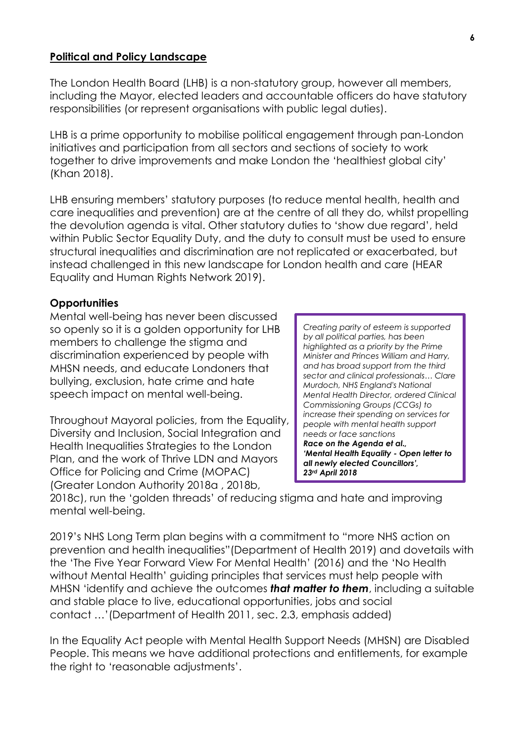## Political and Policy Landscape

The London Health Board (LHB) is a non-statutory group, however all members, including the Mayor, elected leaders and accountable officers do have statutory responsibilities (or represent organisations with public legal duties).

LHB is a prime opportunity to mobilise political engagement through pan-London initiatives and participation from all sectors and sections of society to work together to drive improvements and make London the 'healthiest global city' (Khan 2018).

LHB ensuring members' statutory purposes (to reduce mental health, health and care inequalities and prevention) are at the centre of all they do, whilst propelling the devolution agenda is vital. Other statutory duties to 'show due regard', held within Public Sector Equality Duty, and the duty to consult must be used to ensure structural inequalities and discrimination are not replicated or exacerbated, but instead challenged in this new landscape for London health and care (HEAR Equality and Human Rights Network 2019).

### Opportunities

Mental well-being has never been discussed so openly so it is a golden opportunity for LHB members to challenge the stigma and discrimination experienced by people with MHSN needs, and educate Londoners that bullying, exclusion, hate crime and hate speech impact on mental well-being.

> *Creating parity of esteem is supported by all political parties, has been highlighted as a priority by the Prime Minister and Princes William and Harry, and has broad support from the third sector and clinical professionals… Clare Murdoch, NHS England's National Mental Health Director, ordered Clinical Commissioning Groups (CCGs) to increase their spending on services for people with mental health support needs or face sanctions*
> ***Race on the Agenda et al., 'Mental Health Equality - Open letter to all newly elected Councillors', 23rd April 2018***

Throughout Mayoral policies, from the Equality, Diversity and Inclusion, Social Integration and Health Inequalities Strategies to the London Plan, and the work of Thrive LDN and Mayors Office for Policing and Crime (MOPAC) (Greater London Authority 2018a , 2018b, 2018c), run the 'golden threads' of reducing stigma and hate and improving mental well-being.

2019's NHS Long Term plan begins with a commitment to "more NHS action on prevention and health inequalities"(Department of Health 2019) and dovetails with the 'The Five Year Forward View For Mental Health' (2016) and the 'No Health without Mental Health' guiding principles that services must help people with MHSN 'identify and achieve the outcomes ***that matter to them***, including a suitable and stable place to live, educational opportunities, jobs and social contact …'(Department of Health 2011, sec. 2.3, emphasis added)

In the Equality Act people with Mental Health Support Needs (MHSN) are Disabled People. This means we have additional protections and entitlements, for example the right to 'reasonable adjustments'.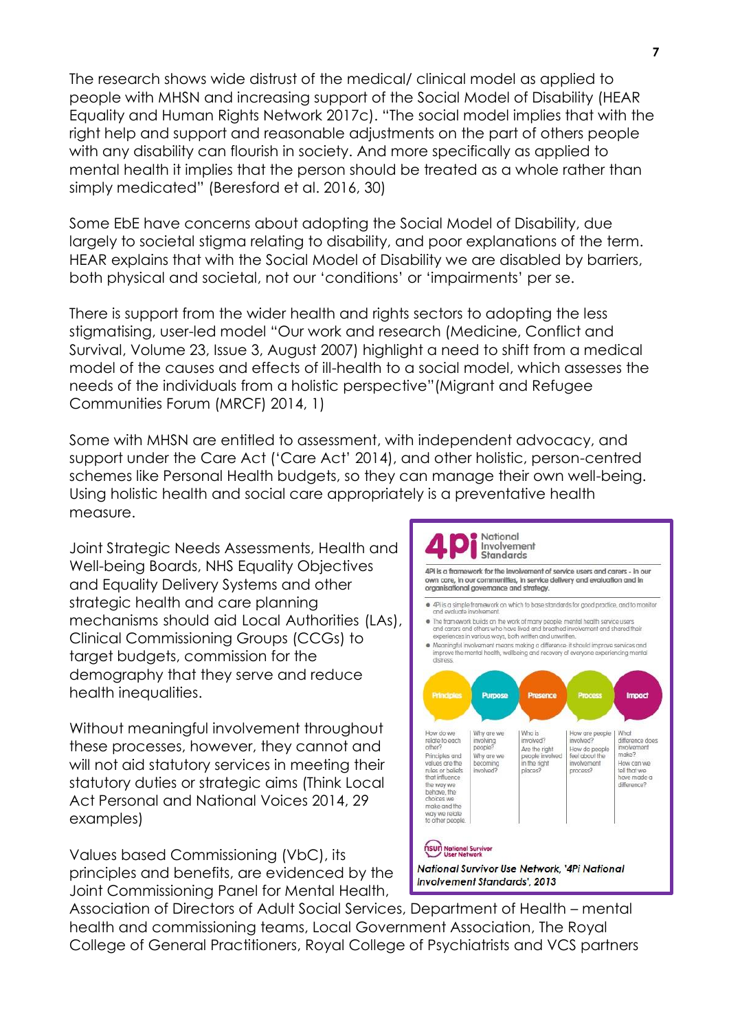The research shows wide distrust of the medical/ clinical model as applied to people with MHSN and increasing support of the Social Model of Disability (HEAR Equality and Human Rights Network 2017c). "The social model implies that with the right help and support and reasonable adjustments on the part of others people with any disability can flourish in society. And more specifically as applied to mental health it implies that the person should be treated as a whole rather than simply medicated" (Beresford et al. 2016, 30)

Some EbE have concerns about adopting the Social Model of Disability, due largely to societal stigma relating to disability, and poor explanations of the term. HEAR explains that with the Social Model of Disability we are disabled by barriers, both physical and societal, not our 'conditions' or 'impairments' per se.

There is support from the wider health and rights sectors to adopting the less stigmatising, user-led model "Our work and research (Medicine, Conflict and Survival, Volume 23, Issue 3, August 2007) highlight a need to shift from a medical model of the causes and effects of ill-health to a social model, which assesses the needs of the individuals from a holistic perspective"(Migrant and Refugee Communities Forum (MRCF) 2014, 1)

Some with MHSN are entitled to assessment, with independent advocacy, and support under the Care Act ('Care Act' 2014), and other holistic, person-centred schemes like Personal Health budgets, so they can manage their own well-being. Using holistic health and social care appropriately is a preventative health measure.

Joint Strategic Needs Assessments, Health and Well-being Boards, NHS Equality Objectives and Equality Delivery Systems and other strategic health and care planning mechanisms should aid Local Authorities (LAs), Clinical Commissioning Groups (CCGs) to target budgets, commission for the demography that they serve and reduce health inequalities.

Without meaningful involvement throughout these processes, however, they cannot and will not aid statutory services in meeting their statutory duties or strategic aims (Think Local Act Personal and National Voices 2014, 29 examples)

> **4Pi National Involvement Standards**
>
> **4Pi is a framework for the involvement of service users and carers - in our own care, in our communities, in service delivery and evaluation and in organisational governance and strategy.**
>
> - 4Pi is a simple framework on which to base standards for good practice, and to monitor and evaluate involvement.
> - The framework builds on the work of many people: mental health service users and carers and others who have lived and breathed involvement and shared their experiences in various ways, both written and unwritten.
> - Meaningful involvement means making a difference: it should improve services and improve the mental health, wellbeing and recovery of everyone experiencing mental distress.
>
> | Principles | Purpose | Presence | Process | Impact |
> | --- | --- | --- | --- | --- |
> | How do we relate to each other? Principles and values are the rules or beliefs that influence the way we behave, the choices we make and the way we relate to other people. | Why are we involving people? Why are we becoming involved? | Who is involved? Are the right people involved in the right places? | How are people involved? How do people feel about the involvement process? | What difference does involvement make? How can we tell that we have made a difference? |
>
> nsun National Survivor User Network
>
> *National Survivor User Network, '4Pi National Involvement Standards', 2013*

Values based Commissioning (VbC), its principles and benefits, are evidenced by the Joint Commissioning Panel for Mental Health, Association of Directors of Adult Social Services, Department of Health – mental health and commissioning teams, Local Government Association, The Royal College of General Practitioners, Royal College of Psychiatrists and VCS partners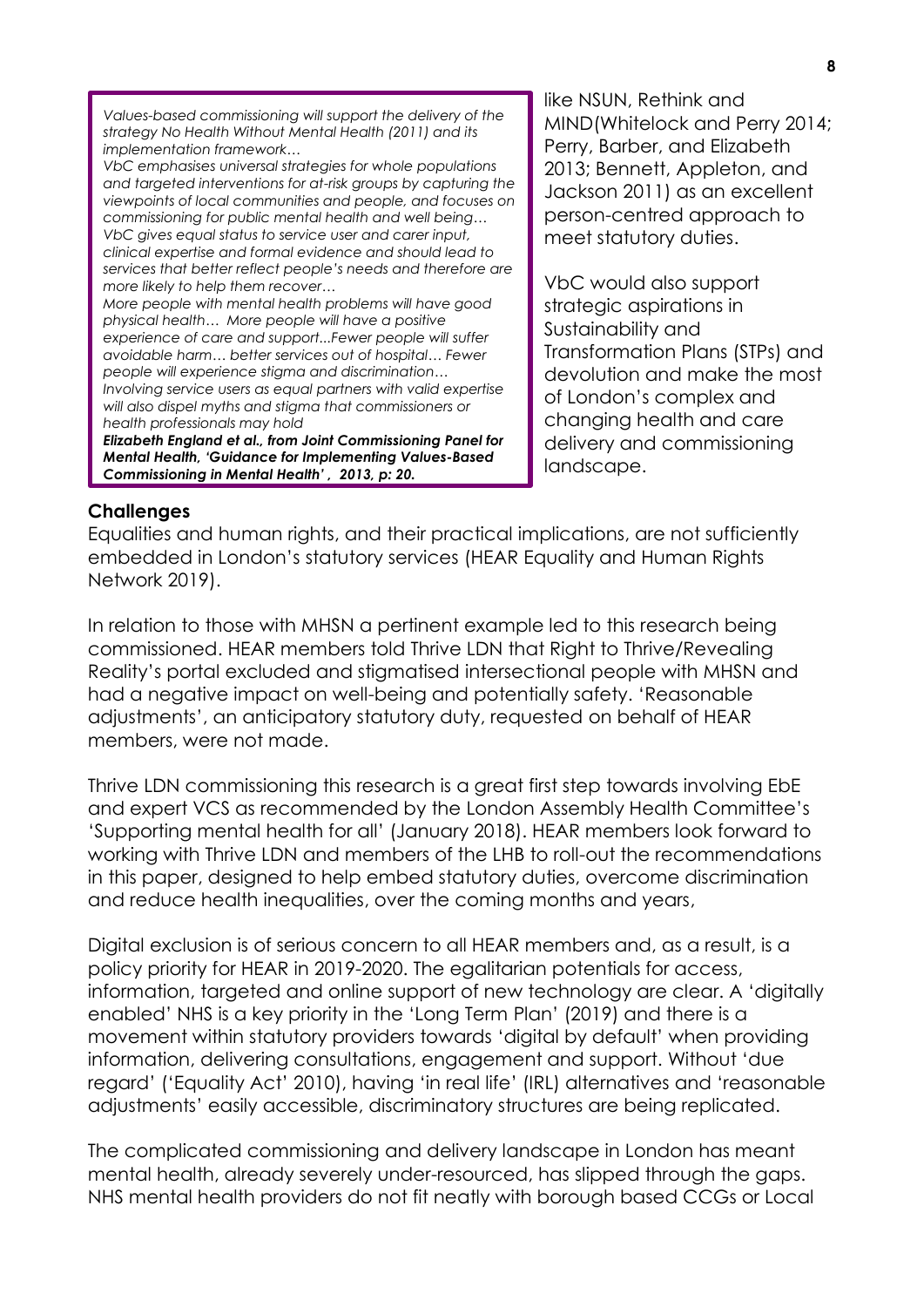*Values-based commissioning will support the delivery of the strategy No Health Without Mental Health (2011) and its implementation framework…*
*VbC emphasises universal strategies for whole populations and targeted interventions for at-risk groups by capturing the viewpoints of local communities and people, and focuses on commissioning for public mental health and well being… VbC gives equal status to service user and carer input, clinical expertise and formal evidence and should lead to services that better reflect people's needs and therefore are more likely to help them recover…*
*More people with mental health problems will have good physical health… More people will have a positive experience of care and support...Fewer people will suffer avoidable harm… better services out of hospital… Fewer people will experience stigma and discrimination…*
*Involving service users as equal partners with valid expertise will also dispel myths and stigma that commissioners or health professionals may hold*
***Elizabeth England et al., from Joint Commissioning Panel for Mental Health, 'Guidance for Implementing Values-Based Commissioning in Mental Health' , 2013, p: 20.***

like NSUN, Rethink and MIND(Whitelock and Perry 2014; Perry, Barber, and Elizabeth 2013; Bennett, Appleton, and Jackson 2011) as an excellent person-centred approach to meet statutory duties.

VbC would also support strategic aspirations in Sustainability and Transformation Plans (STPs) and devolution and make the most of London's complex and changing health and care delivery and commissioning landscape.

**Challenges**

Equalities and human rights, and their practical implications, are not sufficiently embedded in London's statutory services (HEAR Equality and Human Rights Network 2019).

In relation to those with MHSN a pertinent example led to this research being commissioned. HEAR members told Thrive LDN that Right to Thrive/Revealing Reality's portal excluded and stigmatised intersectional people with MHSN and had a negative impact on well-being and potentially safety. 'Reasonable adjustments', an anticipatory statutory duty, requested on behalf of HEAR members, were not made.

Thrive LDN commissioning this research is a great first step towards involving EbE and expert VCS as recommended by the London Assembly Health Committee's 'Supporting mental health for all' (January 2018). HEAR members look forward to working with Thrive LDN and members of the LHB to roll-out the recommendations in this paper, designed to help embed statutory duties, overcome discrimination and reduce health inequalities, over the coming months and years,

Digital exclusion is of serious concern to all HEAR members and, as a result, is a policy priority for HEAR in 2019-2020. The egalitarian potentials for access, information, targeted and online support of new technology are clear. A 'digitally enabled' NHS is a key priority in the 'Long Term Plan' (2019) and there is a movement within statutory providers towards 'digital by default' when providing information, delivering consultations, engagement and support. Without 'due regard' ('Equality Act' 2010), having 'in real life' (IRL) alternatives and 'reasonable adjustments' easily accessible, discriminatory structures are being replicated.

The complicated commissioning and delivery landscape in London has meant mental health, already severely under-resourced, has slipped through the gaps. NHS mental health providers do not fit neatly with borough based CCGs or Local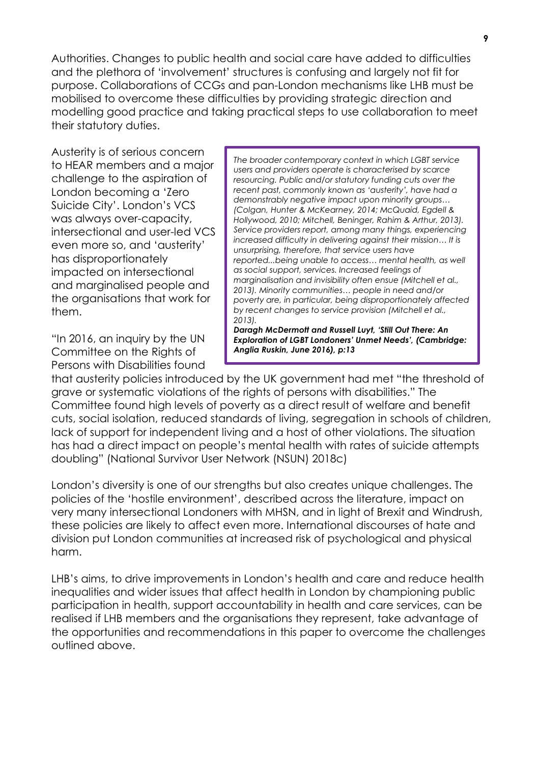Authorities. Changes to public health and social care have added to difficulties and the plethora of 'involvement' structures is confusing and largely not fit for purpose. Collaborations of CCGs and pan-London mechanisms like LHB must be mobilised to overcome these difficulties by providing strategic direction and modelling good practice and taking practical steps to use collaboration to meet their statutory duties.

Austerity is of serious concern to HEAR members and a major challenge to the aspiration of London becoming a 'Zero Suicide City'. London's VCS was always over-capacity, intersectional and user-led VCS even more so, and 'austerity' has disproportionately impacted on intersectional and marginalised people and the organisations that work for them.

> *The broader contemporary context in which LGBT service users and providers operate is characterised by scarce resourcing. Public and/or statutory funding cuts over the recent past, commonly known as 'austerity', have had a demonstrably negative impact upon minority groups… (Colgan, Hunter & McKearney, 2014; McQuaid, Egdell & Hollywood, 2010; Mitchell, Beninger, Rahim & Arthur, 2013). Service providers report, among many things, experiencing increased difficulty in delivering against their mission… It is unsurprising, therefore, that service users have reported...being unable to access… mental health, as well as social support, services. Increased feelings of marginalisation and invisibility often ensue (Mitchell et al., 2013). Minority communities… people in need and/or poverty are, in particular, being disproportionately affected by recent changes to service provision (Mitchell et al., 2013).*
>
> ***Daragh McDermott and Russell Luyt, 'Still Out There: An Exploration of LGBT Londoners' Unmet Needs', (Cambridge: Anglia Ruskin, June 2016), p:13***

"In 2016, an inquiry by the UN Committee on the Rights of Persons with Disabilities found that austerity policies introduced by the UK government had met "the threshold of grave or systematic violations of the rights of persons with disabilities." The Committee found high levels of poverty as a direct result of welfare and benefit cuts, social isolation, reduced standards of living, segregation in schools of children, lack of support for independent living and a host of other violations. The situation has had a direct impact on people's mental health with rates of suicide attempts doubling" (National Survivor User Network (NSUN) 2018c)

London's diversity is one of our strengths but also creates unique challenges. The policies of the 'hostile environment', described across the literature, impact on very many intersectional Londoners with MHSN, and in light of Brexit and Windrush, these policies are likely to affect even more. International discourses of hate and division put London communities at increased risk of psychological and physical harm.

LHB's aims, to drive improvements in London's health and care and reduce health inequalities and wider issues that affect health in London by championing public participation in health, support accountability in health and care services, can be realised if LHB members and the organisations they represent, take advantage of the opportunities and recommendations in this paper to overcome the challenges outlined above.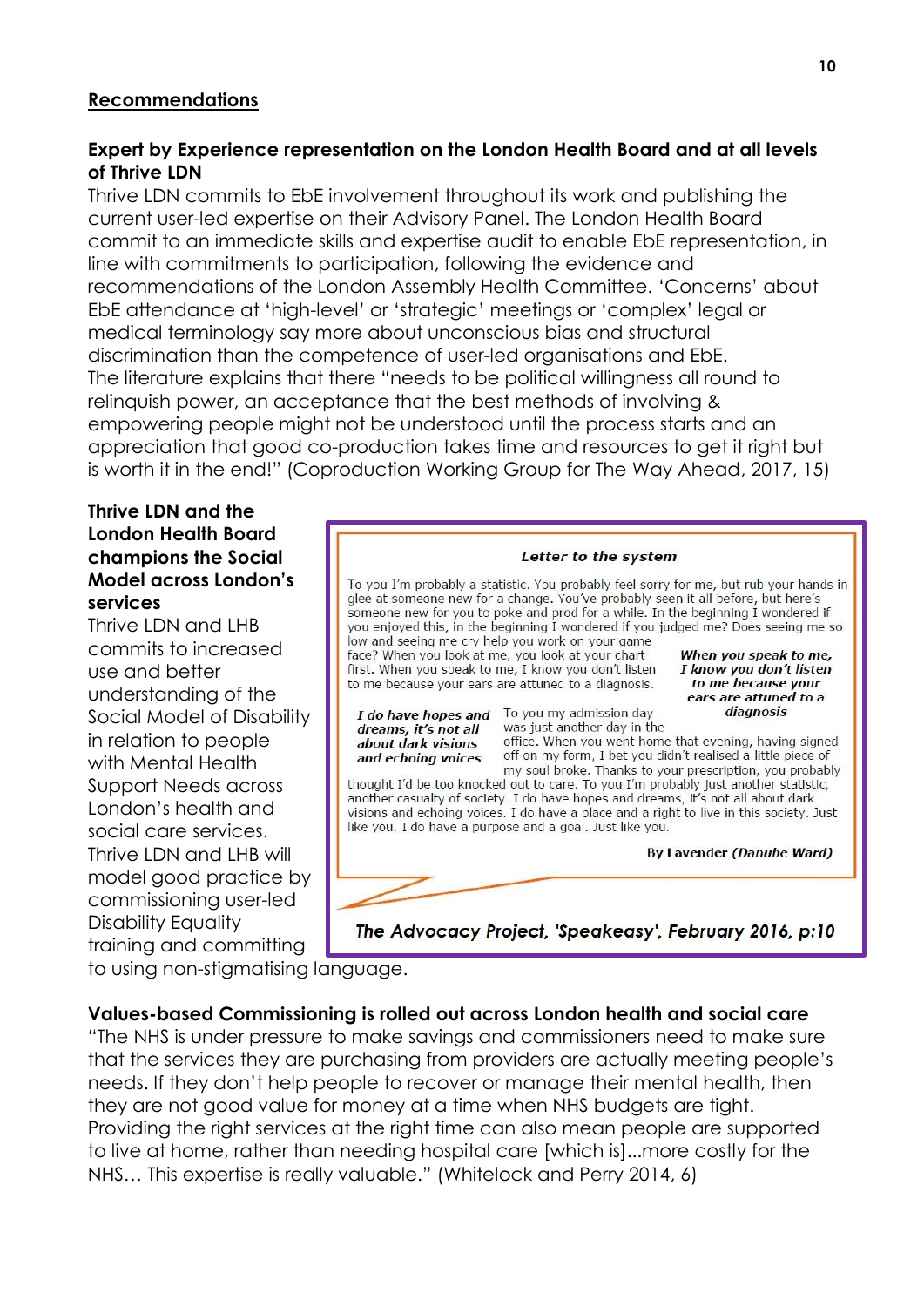## Recommendations

### Expert by Experience representation on the London Health Board and at all levels of Thrive LDN

Thrive LDN commits to EbE involvement throughout its work and publishing the current user-led expertise on their Advisory Panel. The London Health Board commit to an immediate skills and expertise audit to enable EbE representation, in line with commitments to participation, following the evidence and recommendations of the London Assembly Health Committee. 'Concerns' about EbE attendance at 'high-level' or 'strategic' meetings or 'complex' legal or medical terminology say more about unconscious bias and structural discrimination than the competence of user-led organisations and EbE. The literature explains that there "needs to be political willingness all round to relinquish power, an acceptance that the best methods of involving & empowering people might not be understood until the process starts and an appreciation that good co-production takes time and resources to get it right but is worth it in the end!" (Coproduction Working Group for The Way Ahead, 2017, 15)

### Thrive LDN and the London Health Board champions the Social Model across London's services

Thrive LDN and LHB commits to increased use and better understanding of the Social Model of Disability in relation to people with Mental Health Support Needs across London's health and social care services. Thrive LDN and LHB will model good practice by commissioning user-led Disability Equality training and committing to using non-stigmatising language.

> ***Letter to the system***
>
> To you I'm probably a statistic. You probably feel sorry for me, but rub your hands in glee at someone new for a change. You've probably seen it all before, but here's someone new for you to poke and prod for a while. In the beginning I wondered if you enjoyed this, in the beginning I wondered if you judged me? Does seeing me so low and seeing me cry help you work on your game face? When you look at me, you look at your chart first. When you speak to me, I know you don't listen to me because your ears are attuned to a diagnosis.
>
> ***When you speak to me, I know you don't listen to me because your ears are attuned to a diagnosis***
>
> ***I do have hopes and dreams, it's not all about dark visions and echoing voices***
>
> To you my admission day was just another day in the office. When you went home that evening, having signed off on my form, I bet you didn't realised a little piece of my soul broke. Thanks to your prescription, you probably thought I'd be too knocked out to care. To you I'm probably just another statistic, another casualty of society. I do have hopes and dreams, it's not all about dark visions and echoing voices. I do have a place and a right to live in this society. Just like you. I do have a purpose and a goal. Just like you.
>
> **By Lavender *(Danube Ward)***
>
> ***The Advocacy Project, 'Speakeasy', February 2016, p:10***

### Values-based Commissioning is rolled out across London health and social care

"The NHS is under pressure to make savings and commissioners need to make sure that the services they are purchasing from providers are actually meeting people's needs. If they don't help people to recover or manage their mental health, then they are not good value for money at a time when NHS budgets are tight. Providing the right services at the right time can also mean people are supported to live at home, rather than needing hospital care [which is]...more costly for the NHS… This expertise is really valuable." (Whitelock and Perry 2014, 6)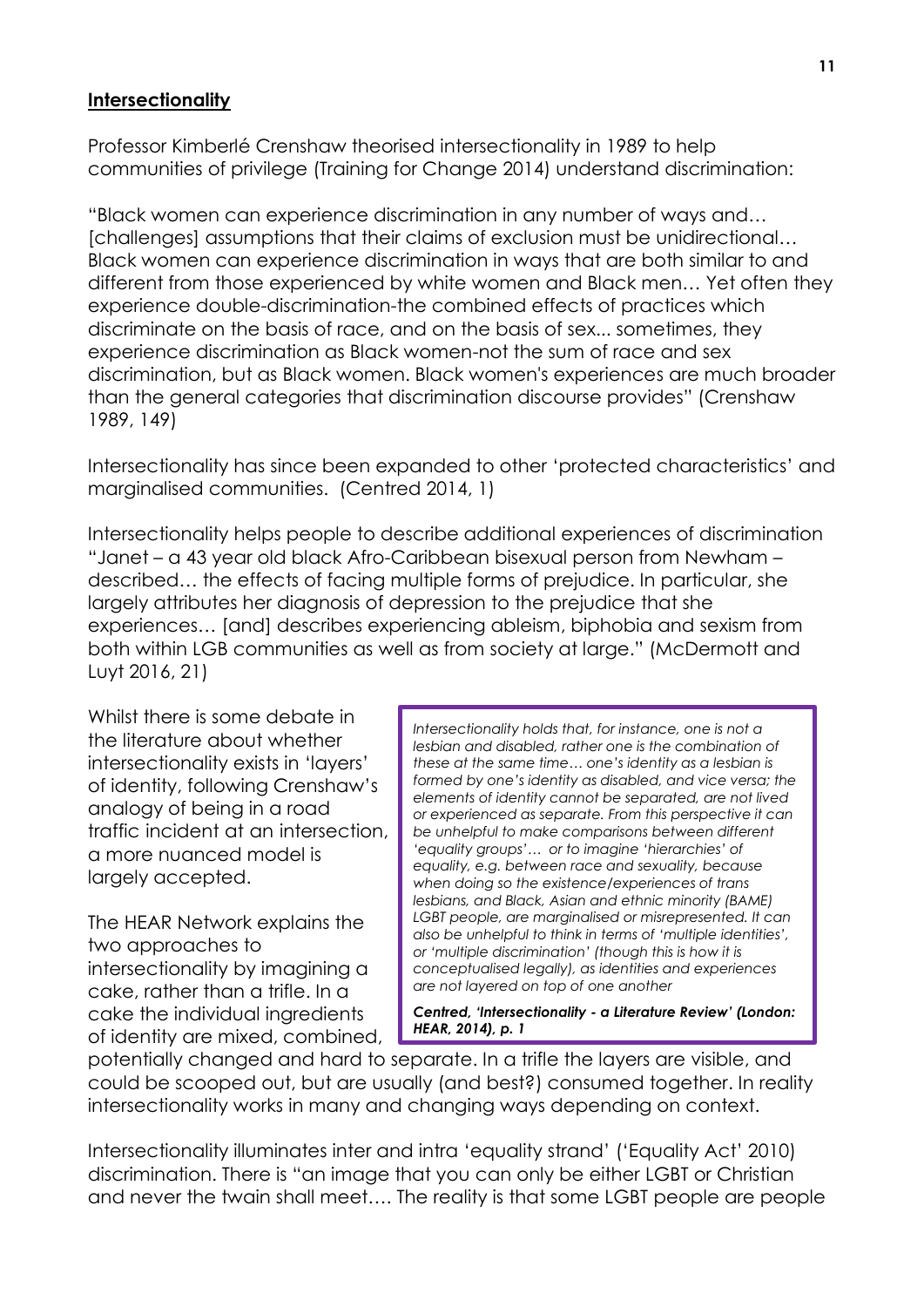## **Intersectionality**

Professor Kimberlé Crenshaw theorised intersectionality in 1989 to help communities of privilege (Training for Change 2014) understand discrimination:

"Black women can experience discrimination in any number of ways and… [challenges] assumptions that their claims of exclusion must be unidirectional… Black women can experience discrimination in ways that are both similar to and different from those experienced by white women and Black men… Yet often they experience double-discrimination-the combined effects of practices which discriminate on the basis of race, and on the basis of sex... sometimes, they experience discrimination as Black women-not the sum of race and sex discrimination, but as Black women. Black women's experiences are much broader than the general categories that discrimination discourse provides" (Crenshaw 1989, 149)

Intersectionality has since been expanded to other 'protected characteristics' and marginalised communities. (Centred 2014, 1)

Intersectionality helps people to describe additional experiences of discrimination "Janet – a 43 year old black Afro-Caribbean bisexual person from Newham – described… the effects of facing multiple forms of prejudice. In particular, she largely attributes her diagnosis of depression to the prejudice that she experiences… [and] describes experiencing ableism, biphobia and sexism from both within LGB communities as well as from society at large." (McDermott and Luyt 2016, 21)

Whilst there is some debate in the literature about whether intersectionality exists in 'layers' of identity, following Crenshaw's analogy of being in a road traffic incident at an intersection, a more nuanced model is largely accepted.

> *Intersectionality holds that, for instance, one is not a lesbian and disabled, rather one is the combination of these at the same time… one's identity as a lesbian is formed by one's identity as disabled, and vice versa; the elements of identity cannot be separated, are not lived or experienced as separate. From this perspective it can be unhelpful to make comparisons between different 'equality groups'… or to imagine 'hierarchies' of equality, e.g. between race and sexuality, because when doing so the existence/experiences of trans lesbians, and Black, Asian and ethnic minority (BAME) LGBT people, are marginalised or misrepresented. It can also be unhelpful to think in terms of 'multiple identities', or 'multiple discrimination' (though this is how it is conceptualised legally), as identities and experiences are not layered on top of one another*
>
> ***Centred, 'Intersectionality - a Literature Review' (London: HEAR, 2014), p. 1***

The HEAR Network explains the two approaches to intersectionality by imagining a cake, rather than a trifle. In a cake the individual ingredients of identity are mixed, combined, potentially changed and hard to separate. In a trifle the layers are visible, and could be scooped out, but are usually (and best?) consumed together. In reality intersectionality works in many and changing ways depending on context.

Intersectionality illuminates inter and intra 'equality strand' ('Equality Act' 2010) discrimination. There is "an image that you can only be either LGBT or Christian and never the twain shall meet…. The reality is that some LGBT people are people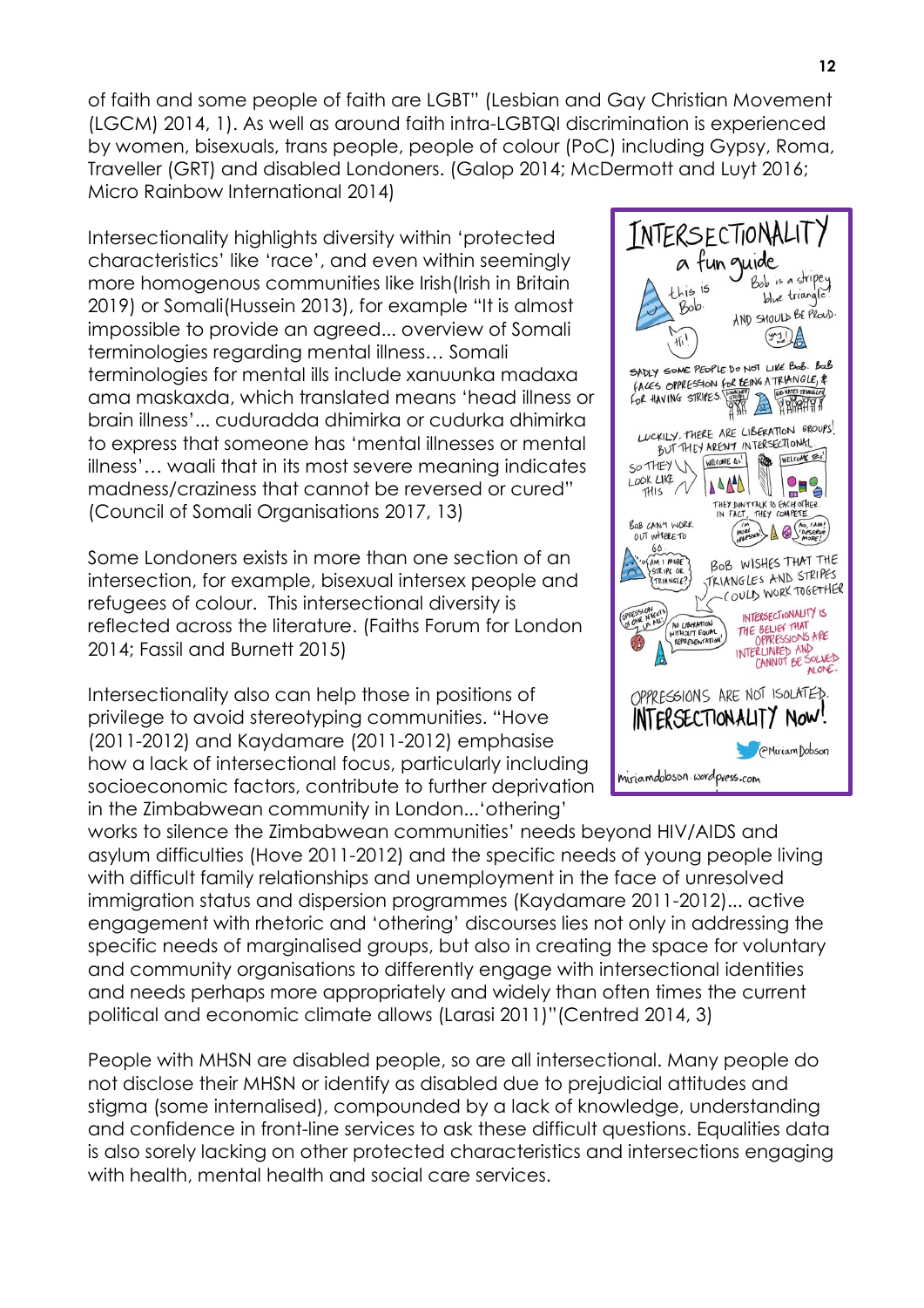of faith and some people of faith are LGBT" (Lesbian and Gay Christian Movement (LGCM) 2014, 1). As well as around faith intra-LGBTQI discrimination is experienced by women, bisexuals, trans people, people of colour (PoC) including Gypsy, Roma, Traveller (GRT) and disabled Londoners. (Galop 2014; McDermott and Luyt 2016; Micro Rainbow International 2014)

Intersectionality highlights diversity within 'protected characteristics' like 'race', and even within seemingly more homogenous communities like Irish(Irish in Britain 2019) or Somali(Hussein 2013), for example "It is almost impossible to provide an agreed... overview of Somali terminologies regarding mental illness… Somali terminologies for mental ills include xanuunka madaxa ama maskaxda, which translated means 'head illness or brain illness'... cuduradda dhimirka or cudurka dhimirka to express that someone has 'mental illnesses or mental illness'… waali that in its most severe meaning indicates madness/craziness that cannot be reversed or cured" (Council of Somali Organisations 2017, 13)

Some Londoners exists in more than one section of an intersection, for example, bisexual intersex people and refugees of colour. This intersectional diversity is reflected across the literature. (Faiths Forum for London 2014; Fassil and Burnett 2015)

Intersectionality also can help those in positions of privilege to avoid stereotyping communities. "Hove (2011-2012) and Kaydamare (2011-2012) emphasise how a lack of intersectional focus, particularly including socioeconomic factors, contribute to further deprivation in the Zimbabwean community in London...'othering' works to silence the Zimbabwean communities' needs beyond HIV/AIDS and asylum difficulties (Hove 2011-2012) and the specific needs of young people living with difficult family relationships and unemployment in the face of unresolved immigration status and dispersion programmes (Kaydamare 2011-2012)... active engagement with rhetoric and 'othering' discourses lies not only in addressing the specific needs of marginalised groups, but also in creating the space for voluntary and community organisations to differently engage with intersectional identities and needs perhaps more appropriately and widely than often times the current political and economic climate allows (Larasi 2011)"(Centred 2014, 3)

People with MHSN are disabled people, so are all intersectional. Many people do not disclose their MHSN or identify as disabled due to prejudicial attitudes and stigma (some internalised), compounded by a lack of knowledge, understanding and confidence in front-line services to ask these difficult questions. Equalities data is also sorely lacking on other protected characteristics and intersections engaging with health, mental health and social care services.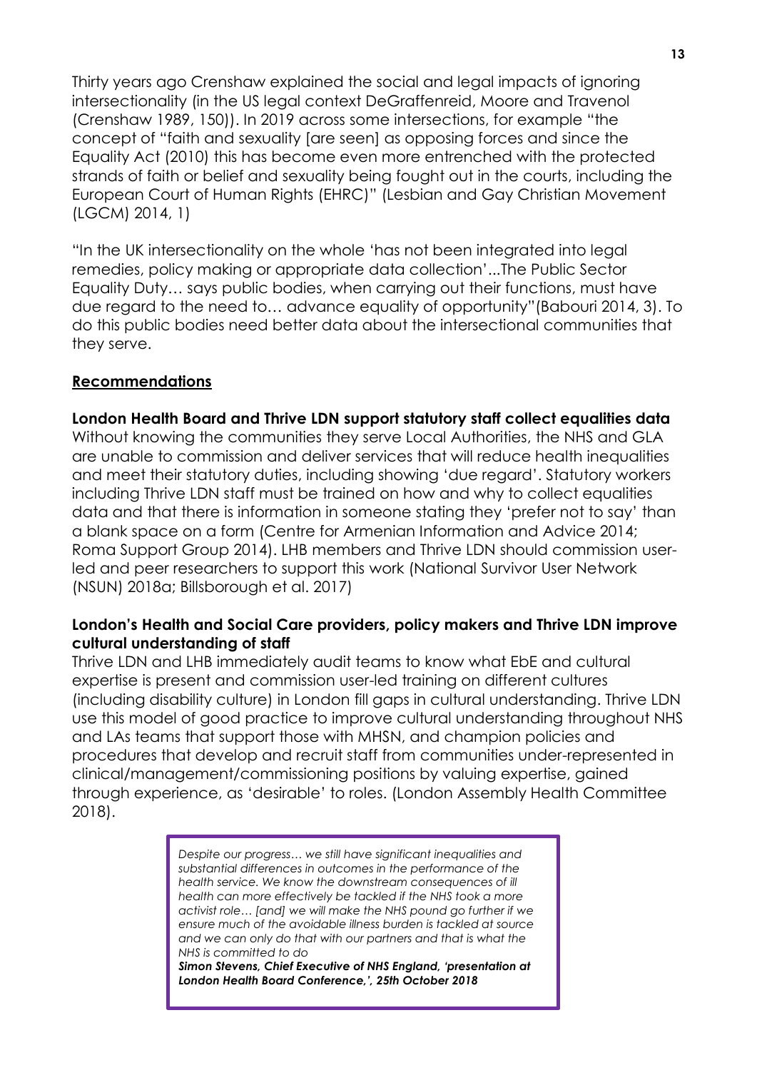Thirty years ago Crenshaw explained the social and legal impacts of ignoring intersectionality (in the US legal context DeGraffenreid, Moore and Travenol (Crenshaw 1989, 150)). In 2019 across some intersections, for example "the concept of "faith and sexuality [are seen] as opposing forces and since the Equality Act (2010) this has become even more entrenched with the protected strands of faith or belief and sexuality being fought out in the courts, including the European Court of Human Rights (EHRC)" (Lesbian and Gay Christian Movement (LGCM) 2014, 1)

"In the UK intersectionality on the whole 'has not been integrated into legal remedies, policy making or appropriate data collection'...The Public Sector Equality Duty… says public bodies, when carrying out their functions, must have due regard to the need to… advance equality of opportunity"(Babouri 2014, 3). To do this public bodies need better data about the intersectional communities that they serve.

## Recommendations

**London Health Board and Thrive LDN support statutory staff collect equalities data**

Without knowing the communities they serve Local Authorities, the NHS and GLA are unable to commission and deliver services that will reduce health inequalities and meet their statutory duties, including showing 'due regard'. Statutory workers including Thrive LDN staff must be trained on how and why to collect equalities data and that there is information in someone stating they 'prefer not to say' than a blank space on a form (Centre for Armenian Information and Advice 2014; Roma Support Group 2014). LHB members and Thrive LDN should commission user-led and peer researchers to support this work (National Survivor User Network (NSUN) 2018a; Billsborough et al. 2017)

**London's Health and Social Care providers, policy makers and Thrive LDN improve cultural understanding of staff**

Thrive LDN and LHB immediately audit teams to know what EbE and cultural expertise is present and commission user-led training on different cultures (including disability culture) in London fill gaps in cultural understanding. Thrive LDN use this model of good practice to improve cultural understanding throughout NHS and LAs teams that support those with MHSN, and champion policies and procedures that develop and recruit staff from communities under-represented in clinical/management/commissioning positions by valuing expertise, gained through experience, as 'desirable' to roles. (London Assembly Health Committee 2018).

> *Despite our progress… we still have significant inequalities and substantial differences in outcomes in the performance of the health service. We know the downstream consequences of ill health can more effectively be tackled if the NHS took a more activist role… [and] we will make the NHS pound go further if we ensure much of the avoidable illness burden is tackled at source and we can only do that with our partners and that is what the NHS is committed to do*
>
> ***Simon Stevens, Chief Executive of NHS England, 'presentation at London Health Board Conference,', 25th October 2018***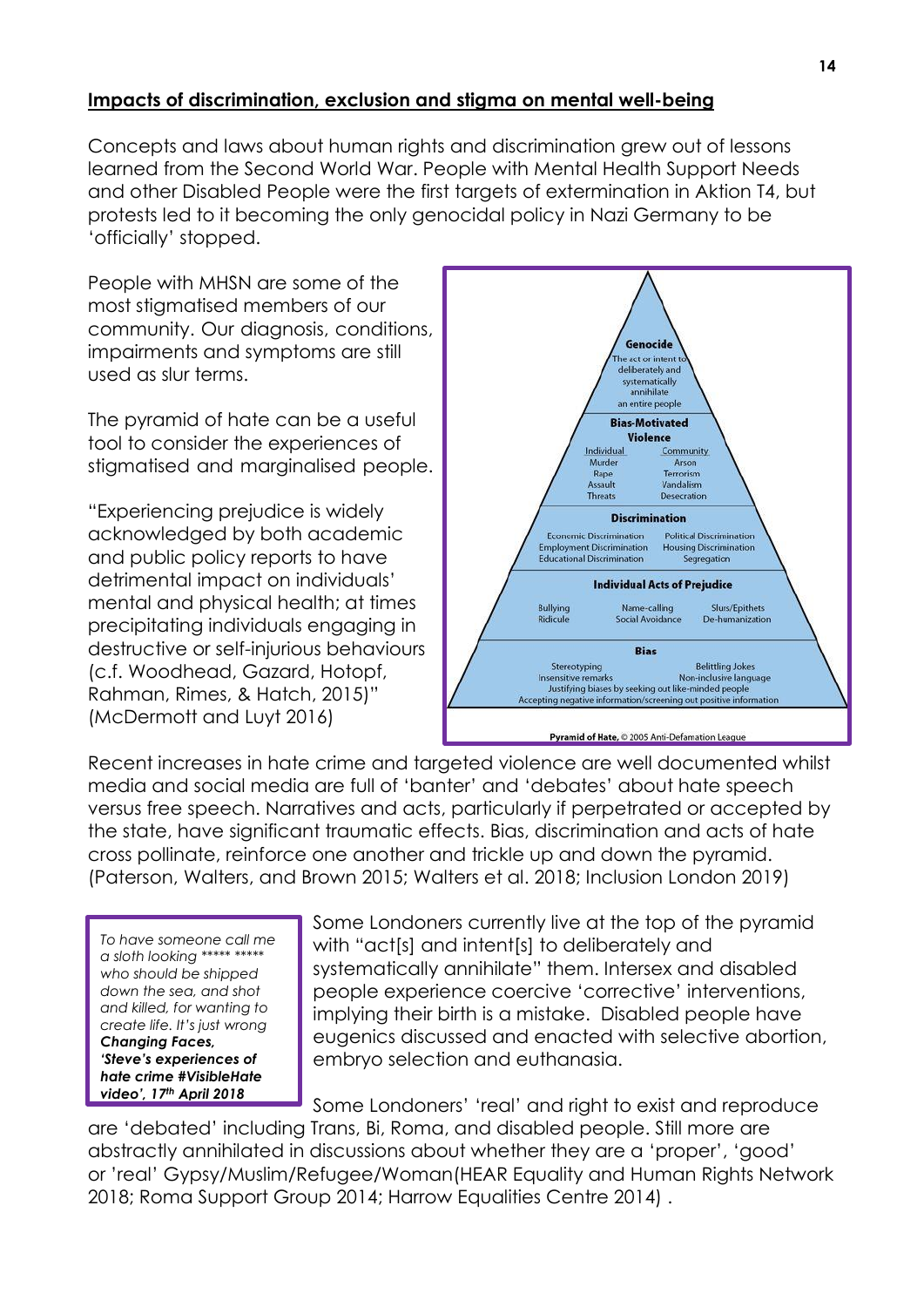## Impacts of discrimination, exclusion and stigma on mental well-being

Concepts and laws about human rights and discrimination grew out of lessons learned from the Second World War. People with Mental Health Support Needs and other Disabled People were the first targets of extermination in Aktion T4, but protests led to it becoming the only genocidal policy in Nazi Germany to be 'officially' stopped.

People with MHSN are some of the most stigmatised members of our community. Our diagnosis, conditions, impairments and symptoms are still used as slur terms.

The pyramid of hate can be a useful tool to consider the experiences of stigmatised and marginalised people.

"Experiencing prejudice is widely acknowledged by both academic and public policy reports to have detrimental impact on individuals' mental and physical health; at times precipitating individuals engaging in destructive or self-injurious behaviours (c.f. Woodhead, Gazard, Hotopf, Rahman, Rimes, & Hatch, 2015)" (McDermott and Luyt 2016)

**Genocide**
The act or intent to deliberately and systematically annihilate an entire people

**Bias-Motivated Violence**
Individual: Murder, Rape, Assault, Threats
Community: Arson, Terrorism, Vandalism, Desecration

**Discrimination**
Economic Discrimination, Employment Discrimination, Educational Discrimination, Political Discrimination, Housing Discrimination, Segregation

**Individual Acts of Prejudice**
Bullying, Ridicule, Name-calling, Social Avoidance, Slurs/Epithets, De-humanization

**Bias**
Stereotyping, Insensitive remarks, Belittling Jokes, Non-inclusive language, Justifying biases by seeking out like-minded people, Accepting negative information/screening out positive information

**Pyramid of Hate**, © 2005 Anti-Defamation League

Recent increases in hate crime and targeted violence are well documented whilst media and social media are full of 'banter' and 'debates' about hate speech versus free speech. Narratives and acts, particularly if perpetrated or accepted by the state, have significant traumatic effects. Bias, discrimination and acts of hate cross pollinate, reinforce one another and trickle up and down the pyramid. (Paterson, Walters, and Brown 2015; Walters et al. 2018; Inclusion London 2019)

> *To have someone call me a sloth looking ***** ***** who should be shipped down the sea, and shot and killed, for wanting to create life. It's just wrong*
> ***Changing Faces, 'Steve's experiences of hate crime #VisibleHate video', 17th April 2018***

Some Londoners currently live at the top of the pyramid with "act[s] and intent[s] to deliberately and systematically annihilate" them. Intersex and disabled people experience coercive 'corrective' interventions, implying their birth is a mistake. Disabled people have eugenics discussed and enacted with selective abortion, embryo selection and euthanasia.

Some Londoners' 'real' and right to exist and reproduce are 'debated' including Trans, Bi, Roma, and disabled people. Still more are abstractly annihilated in discussions about whether they are a 'proper', 'good' or 'real' Gypsy/Muslim/Refugee/Woman(HEAR Equality and Human Rights Network 2018; Roma Support Group 2014; Harrow Equalities Centre 2014) .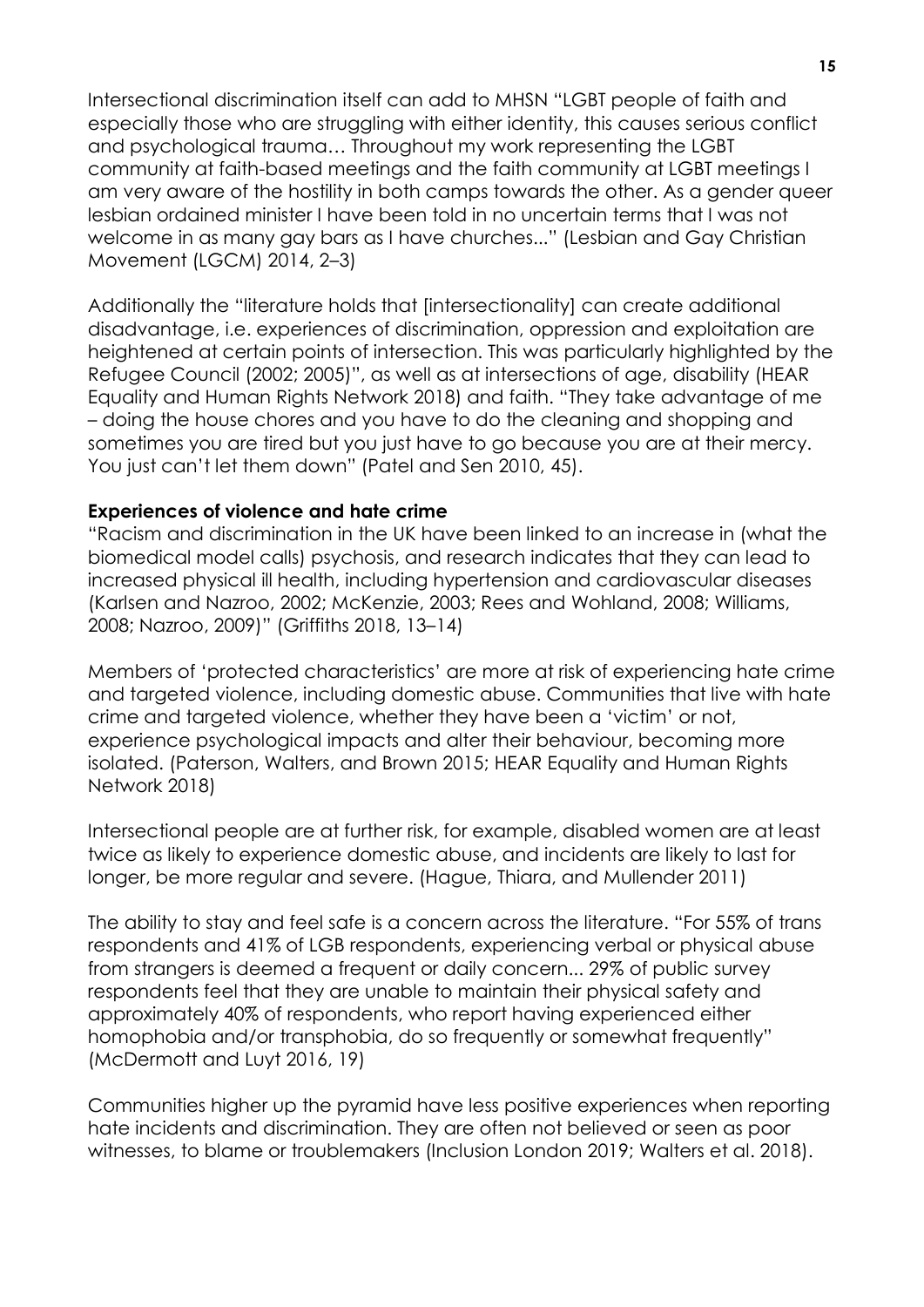Intersectional discrimination itself can add to MHSN "LGBT people of faith and especially those who are struggling with either identity, this causes serious conflict and psychological trauma… Throughout my work representing the LGBT community at faith-based meetings and the faith community at LGBT meetings I am very aware of the hostility in both camps towards the other. As a gender queer lesbian ordained minister I have been told in no uncertain terms that I was not welcome in as many gay bars as I have churches..." (Lesbian and Gay Christian Movement (LGCM) 2014, 2–3)

Additionally the "literature holds that [intersectionality] can create additional disadvantage, i.e. experiences of discrimination, oppression and exploitation are heightened at certain points of intersection. This was particularly highlighted by the Refugee Council (2002; 2005)", as well as at intersections of age, disability (HEAR Equality and Human Rights Network 2018) and faith. "They take advantage of me – doing the house chores and you have to do the cleaning and shopping and sometimes you are tired but you just have to go because you are at their mercy. You just can't let them down" (Patel and Sen 2010, 45).

**Experiences of violence and hate crime**

"Racism and discrimination in the UK have been linked to an increase in (what the biomedical model calls) psychosis, and research indicates that they can lead to increased physical ill health, including hypertension and cardiovascular diseases (Karlsen and Nazroo, 2002; McKenzie, 2003; Rees and Wohland, 2008; Williams, 2008; Nazroo, 2009)" (Griffiths 2018, 13–14)

Members of 'protected characteristics' are more at risk of experiencing hate crime and targeted violence, including domestic abuse. Communities that live with hate crime and targeted violence, whether they have been a 'victim' or not, experience psychological impacts and alter their behaviour, becoming more isolated. (Paterson, Walters, and Brown 2015; HEAR Equality and Human Rights Network 2018)

Intersectional people are at further risk, for example, disabled women are at least twice as likely to experience domestic abuse, and incidents are likely to last for longer, be more regular and severe. (Hague, Thiara, and Mullender 2011)

The ability to stay and feel safe is a concern across the literature. "For 55% of trans respondents and 41% of LGB respondents, experiencing verbal or physical abuse from strangers is deemed a frequent or daily concern... 29% of public survey respondents feel that they are unable to maintain their physical safety and approximately 40% of respondents, who report having experienced either homophobia and/or transphobia, do so frequently or somewhat frequently" (McDermott and Luyt 2016, 19)

Communities higher up the pyramid have less positive experiences when reporting hate incidents and discrimination. They are often not believed or seen as poor witnesses, to blame or troublemakers (Inclusion London 2019; Walters et al. 2018).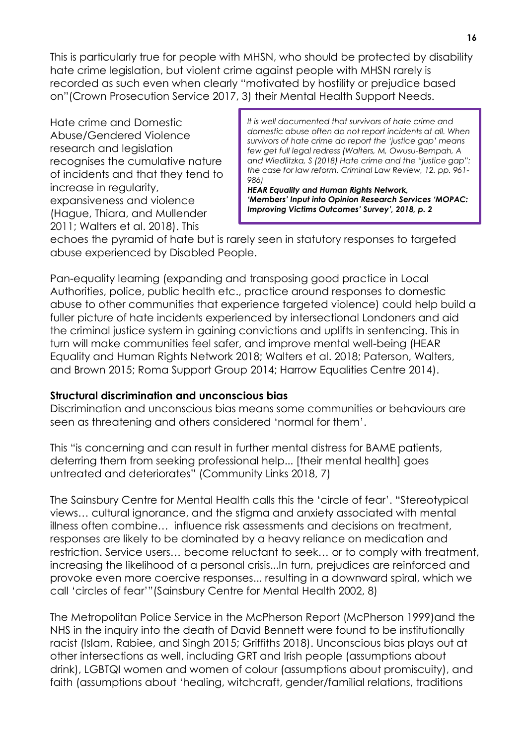This is particularly true for people with MHSN, who should be protected by disability hate crime legislation, but violent crime against people with MHSN rarely is recorded as such even when clearly "motivated by hostility or prejudice based on"(Crown Prosecution Service 2017, 3) their Mental Health Support Needs.

Hate crime and Domestic Abuse/Gendered Violence research and legislation recognises the cumulative nature of incidents and that they tend to increase in regularity, expansiveness and violence (Hague, Thiara, and Mullender 2011; Walters et al. 2018). This echoes the pyramid of hate but is rarely seen in statutory responses to targeted abuse experienced by Disabled People.

> *It is well documented that survivors of hate crime and domestic abuse often do not report incidents at all. When survivors of hate crime do report the 'justice gap' means few get full legal redress (Walters, M, Owusu-Bempah, A and Wiedlitzka, S (2018) Hate crime and the "justice gap": the case for law reform. Criminal Law Review, 12. pp. 961-986)*
>
> ***HEAR Equality and Human Rights Network, 'Members' Input into Opinion Research Services 'MOPAC: Improving Victims Outcomes' Survey', 2018, p. 2***

Pan-equality learning (expanding and transposing good practice in Local Authorities, police, public health etc., practice around responses to domestic abuse to other communities that experience targeted violence) could help build a fuller picture of hate incidents experienced by intersectional Londoners and aid the criminal justice system in gaining convictions and uplifts in sentencing. This in turn will make communities feel safer, and improve mental well-being (HEAR Equality and Human Rights Network 2018; Walters et al. 2018; Paterson, Walters, and Brown 2015; Roma Support Group 2014; Harrow Equalities Centre 2014).

**Structural discrimination and unconscious bias**

Discrimination and unconscious bias means some communities or behaviours are seen as threatening and others considered 'normal for them'.

This "is concerning and can result in further mental distress for BAME patients, deterring them from seeking professional help... [their mental health] goes untreated and deteriorates" (Community Links 2018, 7)

The Sainsbury Centre for Mental Health calls this the 'circle of fear'. "Stereotypical views… cultural ignorance, and the stigma and anxiety associated with mental illness often combine… influence risk assessments and decisions on treatment, responses are likely to be dominated by a heavy reliance on medication and restriction. Service users… become reluctant to seek… or to comply with treatment, increasing the likelihood of a personal crisis...In turn, prejudices are reinforced and provoke even more coercive responses... resulting in a downward spiral, which we call 'circles of fear'"(Sainsbury Centre for Mental Health 2002, 8)

The Metropolitan Police Service in the McPherson Report (McPherson 1999)and the NHS in the inquiry into the death of David Bennett were found to be institutionally racist (Islam, Rabiee, and Singh 2015; Griffiths 2018). Unconscious bias plays out at other intersections as well, including GRT and Irish people (assumptions about drink), LGBTQI women and women of colour (assumptions about promiscuity), and faith (assumptions about 'healing, witchcraft, gender/familial relations, traditions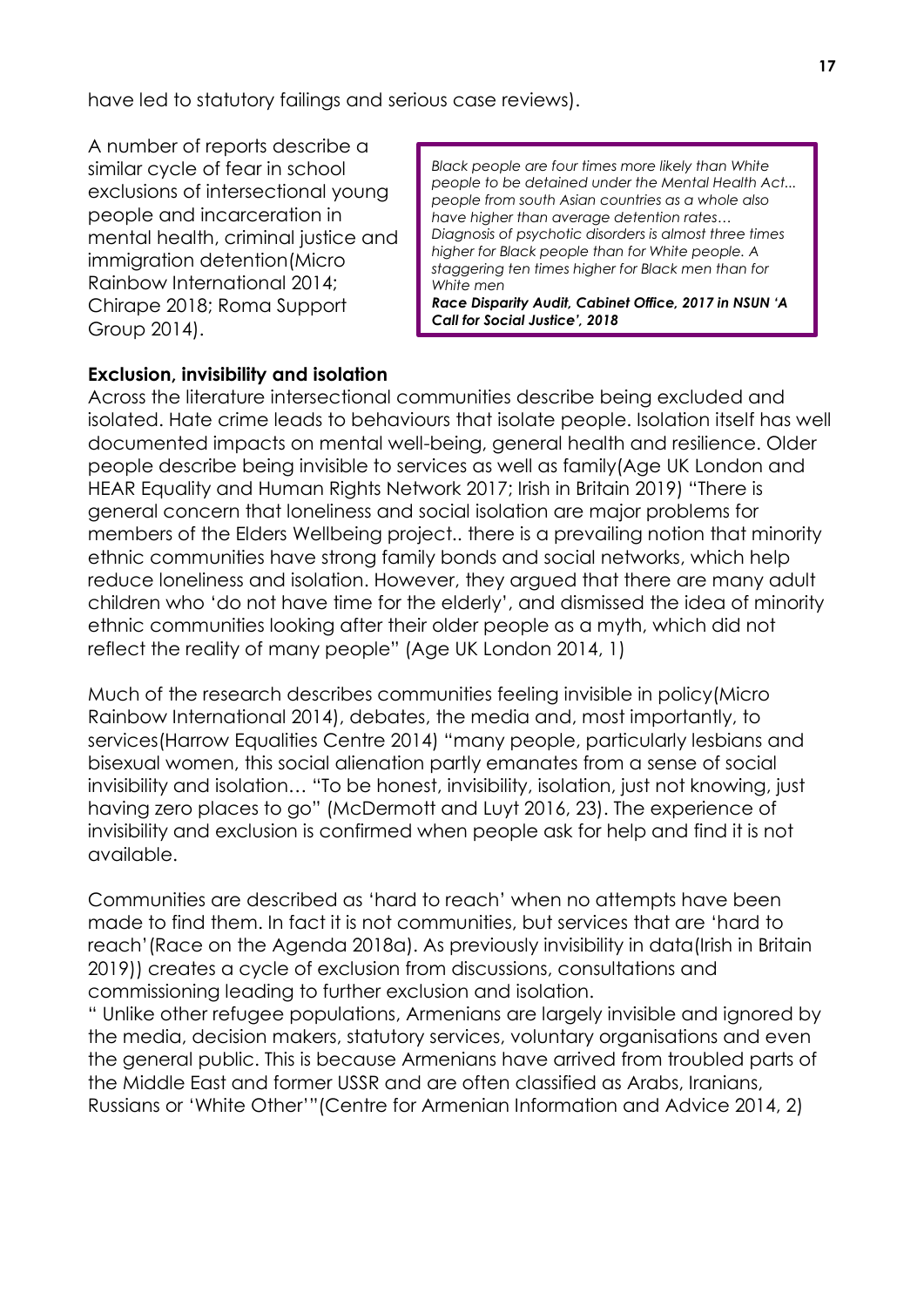have led to statutory failings and serious case reviews).

A number of reports describe a similar cycle of fear in school exclusions of intersectional young people and incarceration in mental health, criminal justice and immigration detention(Micro Rainbow International 2014; Chirape 2018; Roma Support Group 2014).

> *Black people are four times more likely than White people to be detained under the Mental Health Act... people from south Asian countries as a whole also have higher than average detention rates… Diagnosis of psychotic disorders is almost three times higher for Black people than for White people. A staggering ten times higher for Black men than for White men*
> ***Race Disparity Audit, Cabinet Office, 2017 in NSUN 'A Call for Social Justice', 2018***

**Exclusion, invisibility and isolation**

Across the literature intersectional communities describe being excluded and isolated. Hate crime leads to behaviours that isolate people. Isolation itself has well documented impacts on mental well-being, general health and resilience. Older people describe being invisible to services as well as family(Age UK London and HEAR Equality and Human Rights Network 2017; Irish in Britain 2019) "There is general concern that loneliness and social isolation are major problems for members of the Elders Wellbeing project.. there is a prevailing notion that minority ethnic communities have strong family bonds and social networks, which help reduce loneliness and isolation. However, they argued that there are many adult children who 'do not have time for the elderly', and dismissed the idea of minority ethnic communities looking after their older people as a myth, which did not reflect the reality of many people" (Age UK London 2014, 1)

Much of the research describes communities feeling invisible in policy(Micro Rainbow International 2014), debates, the media and, most importantly, to services(Harrow Equalities Centre 2014) "many people, particularly lesbians and bisexual women, this social alienation partly emanates from a sense of social invisibility and isolation… "To be honest, invisibility, isolation, just not knowing, just having zero places to go" (McDermott and Luyt 2016, 23). The experience of invisibility and exclusion is confirmed when people ask for help and find it is not available.

Communities are described as 'hard to reach' when no attempts have been made to find them. In fact it is not communities, but services that are 'hard to reach'(Race on the Agenda 2018a). As previously invisibility in data(Irish in Britain 2019)) creates a cycle of exclusion from discussions, consultations and commissioning leading to further exclusion and isolation.

" Unlike other refugee populations, Armenians are largely invisible and ignored by the media, decision makers, statutory services, voluntary organisations and even the general public. This is because Armenians have arrived from troubled parts of the Middle East and former USSR and are often classified as Arabs, Iranians, Russians or 'White Other'"(Centre for Armenian Information and Advice 2014, 2)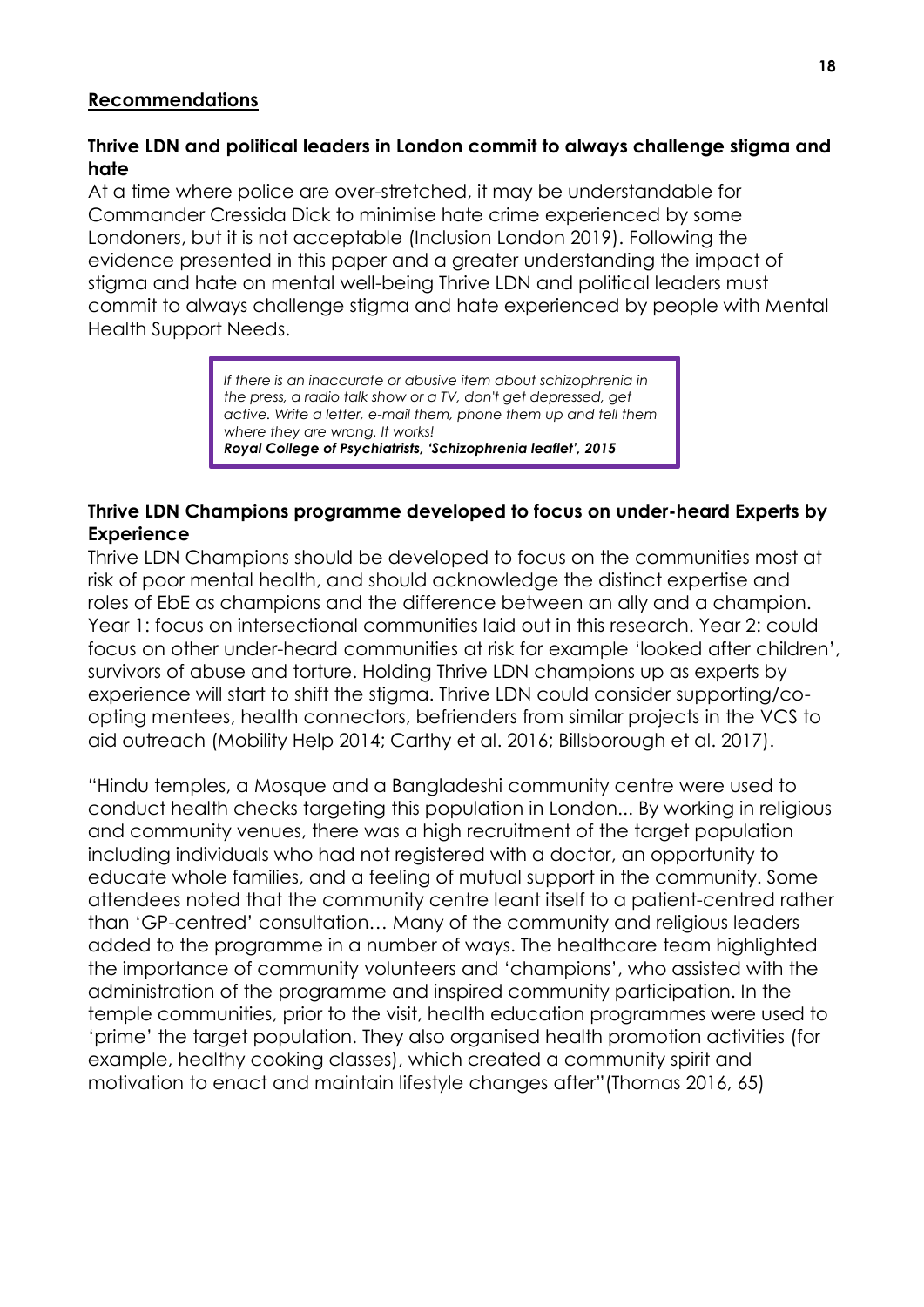## Recommendations

### Thrive LDN and political leaders in London commit to always challenge stigma and hate

At a time where police are over-stretched, it may be understandable for Commander Cressida Dick to minimise hate crime experienced by some Londoners, but it is not acceptable (Inclusion London 2019). Following the evidence presented in this paper and a greater understanding the impact of stigma and hate on mental well-being Thrive LDN and political leaders must commit to always challenge stigma and hate experienced by people with Mental Health Support Needs.

> *If there is an inaccurate or abusive item about schizophrenia in the press, a radio talk show or a TV, don't get depressed, get active. Write a letter, e-mail them, phone them up and tell them where they are wrong. It works!*
> ***Royal College of Psychiatrists, 'Schizophrenia leaflet', 2015***

### Thrive LDN Champions programme developed to focus on under-heard Experts by Experience

Thrive LDN Champions should be developed to focus on the communities most at risk of poor mental health, and should acknowledge the distinct expertise and roles of EbE as champions and the difference between an ally and a champion. Year 1: focus on intersectional communities laid out in this research. Year 2: could focus on other under-heard communities at risk for example 'looked after children', survivors of abuse and torture. Holding Thrive LDN champions up as experts by experience will start to shift the stigma. Thrive LDN could consider supporting/co-opting mentees, health connectors, befrienders from similar projects in the VCS to aid outreach (Mobility Help 2014; Carthy et al. 2016; Billsborough et al. 2017).

"Hindu temples, a Mosque and a Bangladeshi community centre were used to conduct health checks targeting this population in London... By working in religious and community venues, there was a high recruitment of the target population including individuals who had not registered with a doctor, an opportunity to educate whole families, and a feeling of mutual support in the community. Some attendees noted that the community centre leant itself to a patient-centred rather than 'GP-centred' consultation… Many of the community and religious leaders added to the programme in a number of ways. The healthcare team highlighted the importance of community volunteers and 'champions', who assisted with the administration of the programme and inspired community participation. In the temple communities, prior to the visit, health education programmes were used to 'prime' the target population. They also organised health promotion activities (for example, healthy cooking classes), which created a community spirit and motivation to enact and maintain lifestyle changes after"(Thomas 2016, 65)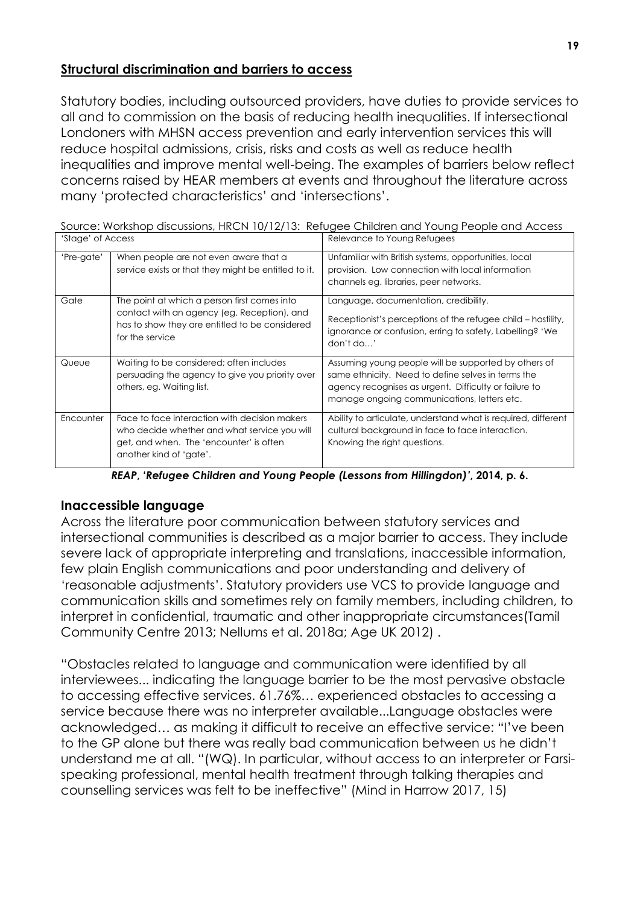## Structural discrimination and barriers to access

Statutory bodies, including outsourced providers, have duties to provide services to all and to commission on the basis of reducing health inequalities. If intersectional Londoners with MHSN access prevention and early intervention services this will reduce hospital admissions, crisis, risks and costs as well as reduce health inequalities and improve mental well-being. The examples of barriers below reflect concerns raised by HEAR members at events and throughout the literature across many 'protected characteristics' and 'intersections'.

Source: Workshop discussions, HRCN 10/12/13: Refugee Children and Young People and Access

| 'Stage' of Access | | Relevance to Young Refugees |
|---|---|---|
| 'Pre-gate' | When people are not even aware that a service exists or that they might be entitled to it. | Unfamiliar with British systems, opportunities, local provision. Low connection with local information channels eg. libraries, peer networks. |
| Gate | The point at which a person first comes into contact with an agency (eg. Reception), and has to show they are entitled to be considered for the service | Language, documentation, credibility.<br>Receptionist's perceptions of the refugee child – hostility, ignorance or confusion, erring to safety, Labelling? 'We don't do…' |
| Queue | Waiting to be considered; often includes persuading the agency to give you priority over others, eg. Waiting list. | Assuming young people will be supported by others of same ethnicity. Need to define selves in terms the agency recognises as urgent. Difficulty or failure to manage ongoing communications, letters etc. |
| Encounter | Face to face interaction with decision makers who decide whether and what service you will get, and when. The 'encounter' is often another kind of 'gate'. | Ability to articulate, understand what is required, different cultural background in face to face interaction. Knowing the right questions. |

***REAP, 'Refugee Children and Young People (Lessons from Hillingdon)'*, 2014, p. 6.**

### Inaccessible language

Across the literature poor communication between statutory services and intersectional communities is described as a major barrier to access. They include severe lack of appropriate interpreting and translations, inaccessible information, few plain English communications and poor understanding and delivery of 'reasonable adjustments'. Statutory providers use VCS to provide language and communication skills and sometimes rely on family members, including children, to interpret in confidential, traumatic and other inappropriate circumstances(Tamil Community Centre 2013; Nellums et al. 2018a; Age UK 2012) .

"Obstacles related to language and communication were identified by all interviewees... indicating the language barrier to be the most pervasive obstacle to accessing effective services. 61.76%… experienced obstacles to accessing a service because there was no interpreter available...Language obstacles were acknowledged… as making it difficult to receive an effective service: "I've been to the GP alone but there was really bad communication between us he didn't understand me at all. "(WQ). In particular, without access to an interpreter or Farsi-speaking professional, mental health treatment through talking therapies and counselling services was felt to be ineffective" (Mind in Harrow 2017, 15)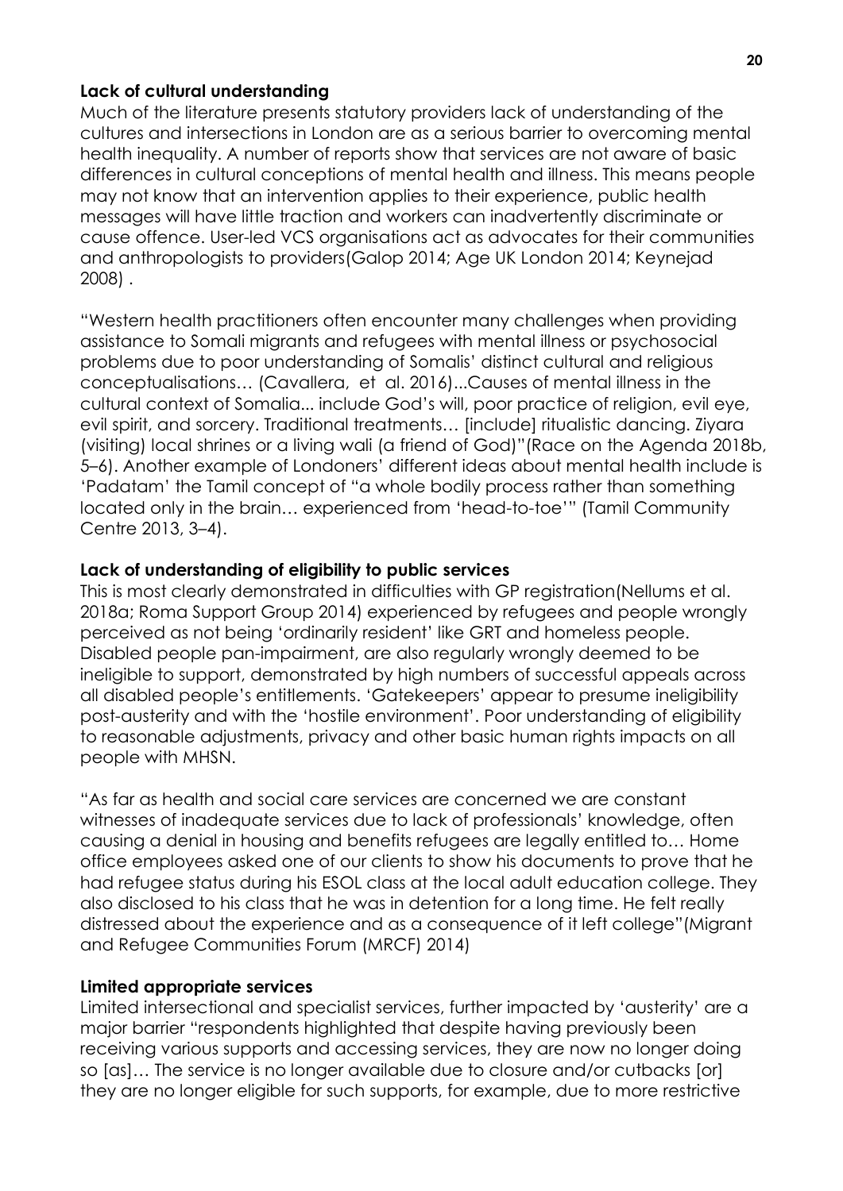**Lack of cultural understanding**

Much of the literature presents statutory providers lack of understanding of the cultures and intersections in London are as a serious barrier to overcoming mental health inequality. A number of reports show that services are not aware of basic differences in cultural conceptions of mental health and illness. This means people may not know that an intervention applies to their experience, public health messages will have little traction and workers can inadvertently discriminate or cause offence. User-led VCS organisations act as advocates for their communities and anthropologists to providers(Galop 2014; Age UK London 2014; Keynejad 2008) .

"Western health practitioners often encounter many challenges when providing assistance to Somali migrants and refugees with mental illness or psychosocial problems due to poor understanding of Somalis' distinct cultural and religious conceptualisations… (Cavallera, et al. 2016)...Causes of mental illness in the cultural context of Somalia... include God's will, poor practice of religion, evil eye, evil spirit, and sorcery. Traditional treatments… [include] ritualistic dancing. Ziyara (visiting) local shrines or a living wali (a friend of God)"(Race on the Agenda 2018b, 5–6). Another example of Londoners' different ideas about mental health include is 'Padatam' the Tamil concept of "a whole bodily process rather than something located only in the brain… experienced from 'head-to-toe'" (Tamil Community Centre 2013, 3–4).

**Lack of understanding of eligibility to public services**

This is most clearly demonstrated in difficulties with GP registration(Nellums et al. 2018a; Roma Support Group 2014) experienced by refugees and people wrongly perceived as not being 'ordinarily resident' like GRT and homeless people. Disabled people pan-impairment, are also regularly wrongly deemed to be ineligible to support, demonstrated by high numbers of successful appeals across all disabled people's entitlements. 'Gatekeepers' appear to presume ineligibility post-austerity and with the 'hostile environment'. Poor understanding of eligibility to reasonable adjustments, privacy and other basic human rights impacts on all people with MHSN.

"As far as health and social care services are concerned we are constant witnesses of inadequate services due to lack of professionals' knowledge, often causing a denial in housing and benefits refugees are legally entitled to… Home office employees asked one of our clients to show his documents to prove that he had refugee status during his ESOL class at the local adult education college. They also disclosed to his class that he was in detention for a long time. He felt really distressed about the experience and as a consequence of it left college"(Migrant and Refugee Communities Forum (MRCF) 2014)

**Limited appropriate services**

Limited intersectional and specialist services, further impacted by 'austerity' are a major barrier "respondents highlighted that despite having previously been receiving various supports and accessing services, they are now no longer doing so [as]… The service is no longer available due to closure and/or cutbacks [or] they are no longer eligible for such supports, for example, due to more restrictive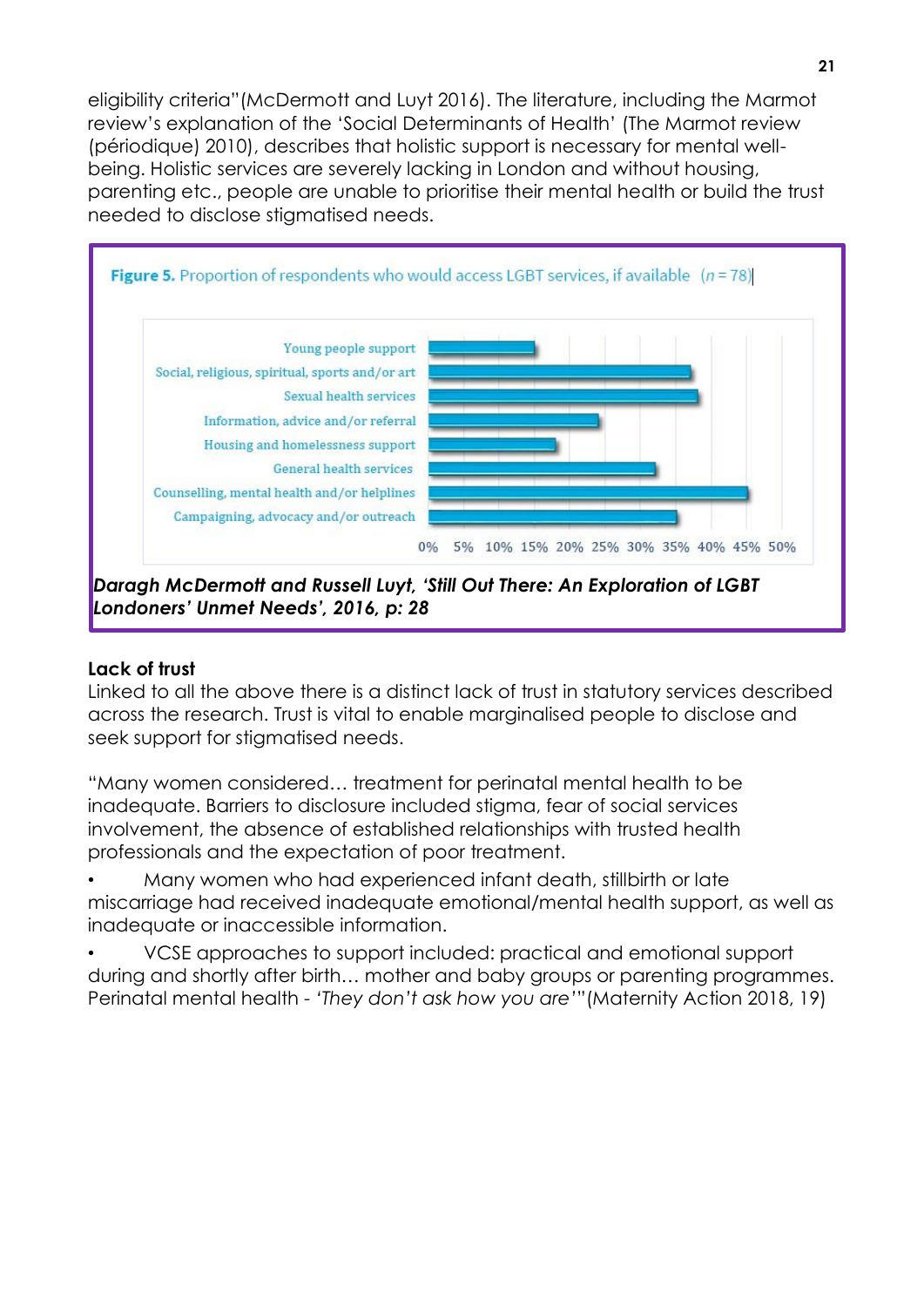eligibility criteria"(McDermott and Luyt 2016). The literature, including the Marmot review's explanation of the 'Social Determinants of Health' (The Marmot review (périodique) 2010), describes that holistic support is necessary for mental well-being. Holistic services are severely lacking in London and without housing, parenting etc., people are unable to prioritise their mental health or build the trust needed to disclose stigmatised needs.

**Figure 5.** Proportion of respondents who would access LGBT services, if available ($n = 78$)

| Service | Approx. proportion |
|---|---|
| Young people support | ~15% |
| Social, religious, spiritual, sports and/or art | ~37% |
| Sexual health services | ~38% |
| Information, advice and/or referral | ~24% |
| Housing and homelessness support | ~18% |
| General health services | ~32% |
| Counselling, mental health and/or helplines | ~45% |
| Campaigning, advocacy and/or outreach | ~35% |

***Daragh McDermott and Russell Luyt, 'Still Out There: An Exploration of LGBT Londoners' Unmet Needs', 2016, p: 28***

**Lack of trust**

Linked to all the above there is a distinct lack of trust in statutory services described across the research. Trust is vital to enable marginalised people to disclose and seek support for stigmatised needs.

"Many women considered… treatment for perinatal mental health to be inadequate. Barriers to disclosure included stigma, fear of social services involvement, the absence of established relationships with trusted health professionals and the expectation of poor treatment.

- Many women who had experienced infant death, stillbirth or late miscarriage had received inadequate emotional/mental health support, as well as inadequate or inaccessible information.
- VCSE approaches to support included: practical and emotional support during and shortly after birth… mother and baby groups or parenting programmes. Perinatal mental health - *'They don't ask how you are'*"(Maternity Action 2018, 19)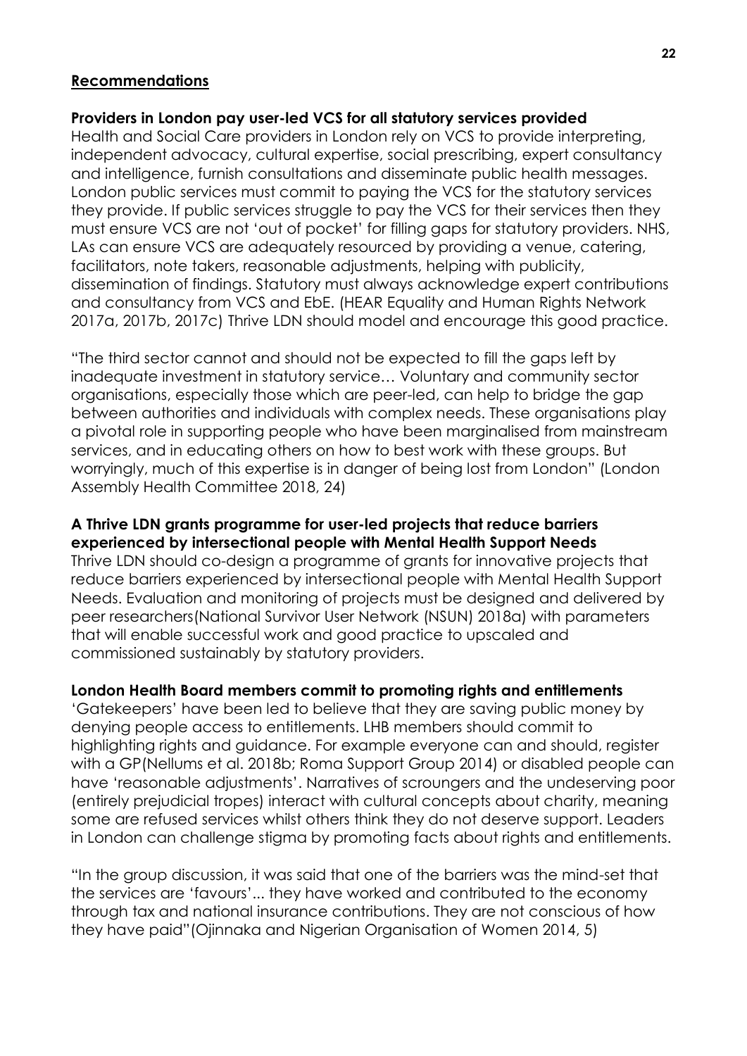## Recommendations

**Providers in London pay user-led VCS for all statutory services provided**

Health and Social Care providers in London rely on VCS to provide interpreting, independent advocacy, cultural expertise, social prescribing, expert consultancy and intelligence, furnish consultations and disseminate public health messages. London public services must commit to paying the VCS for the statutory services they provide. If public services struggle to pay the VCS for their services then they must ensure VCS are not 'out of pocket' for filling gaps for statutory providers. NHS, LAs can ensure VCS are adequately resourced by providing a venue, catering, facilitators, note takers, reasonable adjustments, helping with publicity, dissemination of findings. Statutory must always acknowledge expert contributions and consultancy from VCS and EbE. (HEAR Equality and Human Rights Network 2017a, 2017b, 2017c) Thrive LDN should model and encourage this good practice.

"The third sector cannot and should not be expected to fill the gaps left by inadequate investment in statutory service… Voluntary and community sector organisations, especially those which are peer-led, can help to bridge the gap between authorities and individuals with complex needs. These organisations play a pivotal role in supporting people who have been marginalised from mainstream services, and in educating others on how to best work with these groups. But worryingly, much of this expertise is in danger of being lost from London" (London Assembly Health Committee 2018, 24)

**A Thrive LDN grants programme for user-led projects that reduce barriers experienced by intersectional people with Mental Health Support Needs**

Thrive LDN should co-design a programme of grants for innovative projects that reduce barriers experienced by intersectional people with Mental Health Support Needs. Evaluation and monitoring of projects must be designed and delivered by peer researchers(National Survivor User Network (NSUN) 2018a) with parameters that will enable successful work and good practice to upscaled and commissioned sustainably by statutory providers.

**London Health Board members commit to promoting rights and entitlements**

'Gatekeepers' have been led to believe that they are saving public money by denying people access to entitlements. LHB members should commit to highlighting rights and guidance. For example everyone can and should, register with a GP(Nellums et al. 2018b; Roma Support Group 2014) or disabled people can have 'reasonable adjustments'. Narratives of scroungers and the undeserving poor (entirely prejudicial tropes) interact with cultural concepts about charity, meaning some are refused services whilst others think they do not deserve support. Leaders in London can challenge stigma by promoting facts about rights and entitlements.

"In the group discussion, it was said that one of the barriers was the mind-set that the services are 'favours'... they have worked and contributed to the economy through tax and national insurance contributions. They are not conscious of how they have paid"(Ojinnaka and Nigerian Organisation of Women 2014, 5)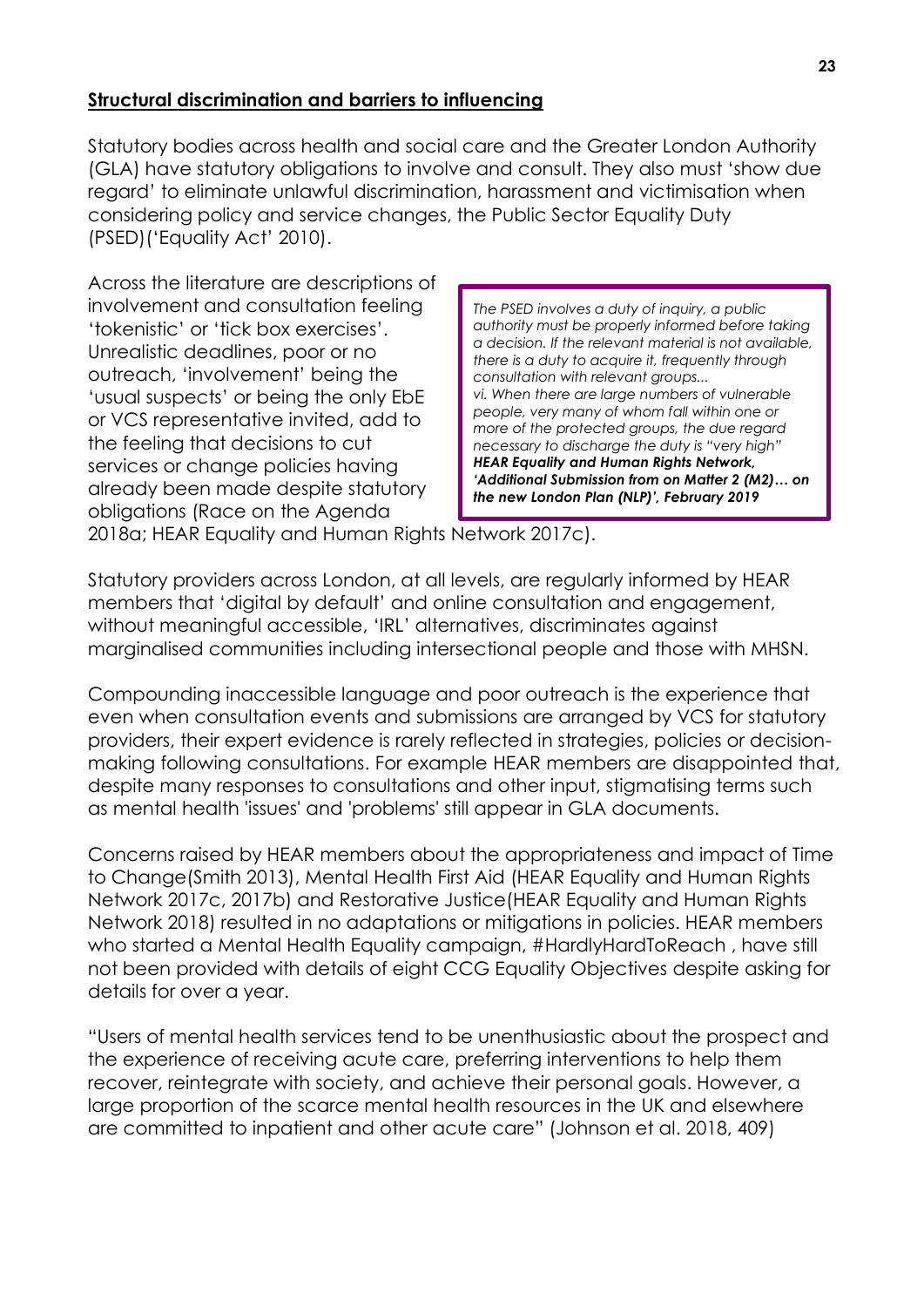**Structural discrimination and barriers to influencing**

Statutory bodies across health and social care and the Greater London Authority (GLA) have statutory obligations to involve and consult. They also must 'show due regard' to eliminate unlawful discrimination, harassment and victimisation when considering policy and service changes, the Public Sector Equality Duty (PSED)('Equality Act' 2010).

Across the literature are descriptions of involvement and consultation feeling 'tokenistic' or 'tick box exercises'. Unrealistic deadlines, poor or no outreach, 'involvement' being the 'usual suspects' or being the only EbE or VCS representative invited, add to the feeling that decisions to cut services or change policies having already been made despite statutory obligations (Race on the Agenda 2018a; HEAR Equality and Human Rights Network 2017c).

> *The PSED involves a duty of inquiry, a public authority must be properly informed before taking a decision. If the relevant material is not available, there is a duty to acquire it, frequently through consultation with relevant groups...*
> *vi. When there are large numbers of vulnerable people, very many of whom fall within one or more of the protected groups, the due regard necessary to discharge the duty is "very high"*
> ***HEAR Equality and Human Rights Network, 'Additional Submission from on Matter 2 (M2)… on the new London Plan (NLP)', February 2019***

Statutory providers across London, at all levels, are regularly informed by HEAR members that 'digital by default' and online consultation and engagement, without meaningful accessible, 'IRL' alternatives, discriminates against marginalised communities including intersectional people and those with MHSN.

Compounding inaccessible language and poor outreach is the experience that even when consultation events and submissions are arranged by VCS for statutory providers, their expert evidence is rarely reflected in strategies, policies or decision-making following consultations. For example HEAR members are disappointed that, despite many responses to consultations and other input, stigmatising terms such as mental health 'issues' and 'problems' still appear in GLA documents.

Concerns raised by HEAR members about the appropriateness and impact of Time to Change(Smith 2013), Mental Health First Aid (HEAR Equality and Human Rights Network 2017c, 2017b) and Restorative Justice(HEAR Equality and Human Rights Network 2018) resulted in no adaptations or mitigations in policies. HEAR members who started a Mental Health Equality campaign, #HardlyHardToReach , have still not been provided with details of eight CCG Equality Objectives despite asking for details for over a year.

"Users of mental health services tend to be unenthusiastic about the prospect and the experience of receiving acute care, preferring interventions to help them recover, reintegrate with society, and achieve their personal goals. However, a large proportion of the scarce mental health resources in the UK and elsewhere are committed to inpatient and other acute care" (Johnson et al. 2018, 409)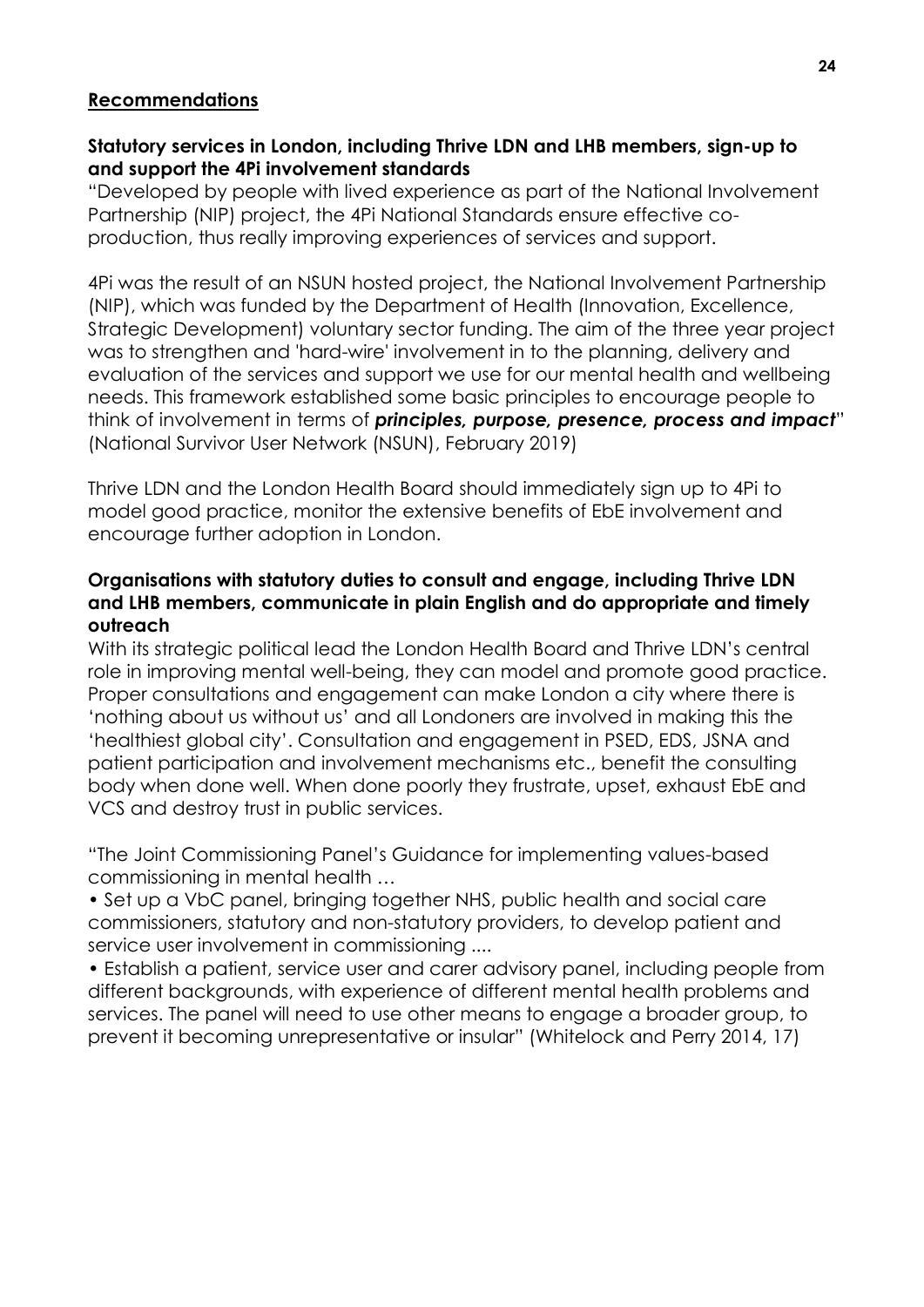## Recommendations

**Statutory services in London, including Thrive LDN and LHB members, sign-up to and support the 4Pi involvement standards**

"Developed by people with lived experience as part of the National Involvement Partnership (NIP) project, the 4Pi National Standards ensure effective co-production, thus really improving experiences of services and support.

4Pi was the result of an NSUN hosted project, the National Involvement Partnership (NIP), which was funded by the Department of Health (Innovation, Excellence, Strategic Development) voluntary sector funding. The aim of the three year project was to strengthen and 'hard-wire' involvement in to the planning, delivery and evaluation of the services and support we use for our mental health and wellbeing needs. This framework established some basic principles to encourage people to think of involvement in terms of ***principles, purpose, presence, process and impact***" (National Survivor User Network (NSUN), February 2019)

Thrive LDN and the London Health Board should immediately sign up to 4Pi to model good practice, monitor the extensive benefits of EbE involvement and encourage further adoption in London.

**Organisations with statutory duties to consult and engage, including Thrive LDN and LHB members, communicate in plain English and do appropriate and timely outreach**

With its strategic political lead the London Health Board and Thrive LDN's central role in improving mental well-being, they can model and promote good practice. Proper consultations and engagement can make London a city where there is 'nothing about us without us' and all Londoners are involved in making this the 'healthiest global city'. Consultation and engagement in PSED, EDS, JSNA and patient participation and involvement mechanisms etc., benefit the consulting body when done well. When done poorly they frustrate, upset, exhaust EbE and VCS and destroy trust in public services.

"The Joint Commissioning Panel's Guidance for implementing values-based commissioning in mental health …

- Set up a VbC panel, bringing together NHS, public health and social care commissioners, statutory and non-statutory providers, to develop patient and service user involvement in commissioning ....
- Establish a patient, service user and carer advisory panel, including people from different backgrounds, with experience of different mental health problems and services. The panel will need to use other means to engage a broader group, to prevent it becoming unrepresentative or insular" (Whitelock and Perry 2014, 17)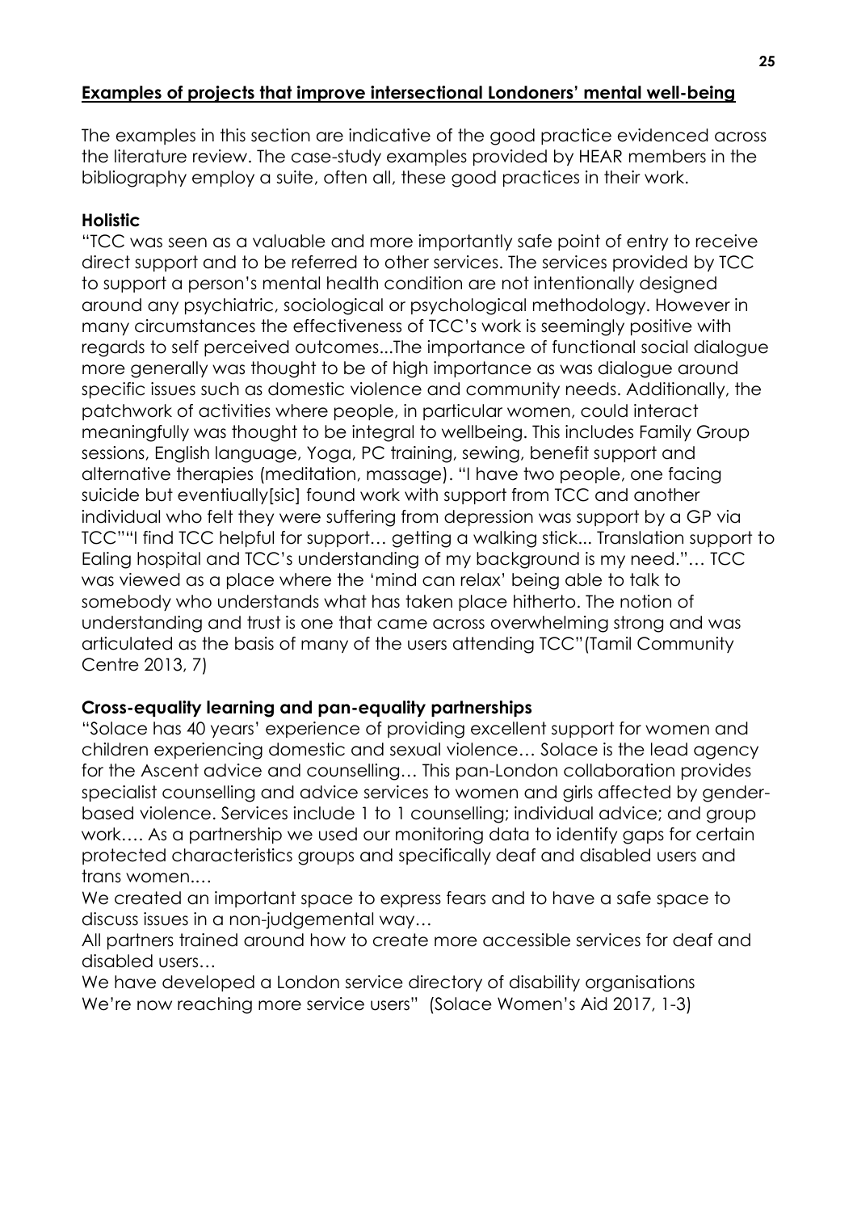## Examples of projects that improve intersectional Londoners' mental well-being

The examples in this section are indicative of the good practice evidenced across the literature review. The case-study examples provided by HEAR members in the bibliography employ a suite, often all, these good practices in their work.

### Holistic

"TCC was seen as a valuable and more importantly safe point of entry to receive direct support and to be referred to other services. The services provided by TCC to support a person's mental health condition are not intentionally designed around any psychiatric, sociological or psychological methodology. However in many circumstances the effectiveness of TCC's work is seemingly positive with regards to self perceived outcomes...The importance of functional social dialogue more generally was thought to be of high importance as was dialogue around specific issues such as domestic violence and community needs. Additionally, the patchwork of activities where people, in particular women, could interact meaningfully was thought to be integral to wellbeing. This includes Family Group sessions, English language, Yoga, PC training, sewing, benefit support and alternative therapies (meditation, massage). "I have two people, one facing suicide but eventiually[sic] found work with support from TCC and another individual who felt they were suffering from depression was support by a GP via TCC""I find TCC helpful for support… getting a walking stick... Translation support to Ealing hospital and TCC's understanding of my background is my need."… TCC was viewed as a place where the 'mind can relax' being able to talk to somebody who understands what has taken place hitherto. The notion of understanding and trust is one that came across overwhelming strong and was articulated as the basis of many of the users attending TCC"(Tamil Community Centre 2013, 7)

### Cross-equality learning and pan-equality partnerships

"Solace has 40 years' experience of providing excellent support for women and children experiencing domestic and sexual violence… Solace is the lead agency for the Ascent advice and counselling… This pan-London collaboration provides specialist counselling and advice services to women and girls affected by gender-based violence. Services include 1 to 1 counselling; individual advice; and group work…. As a partnership we used our monitoring data to identify gaps for certain protected characteristics groups and specifically deaf and disabled users and trans women..…

We created an important space to express fears and to have a safe space to discuss issues in a non-judgemental way…

All partners trained around how to create more accessible services for deaf and disabled users…

We have developed a London service directory of disability organisations

We're now reaching more service users" (Solace Women's Aid 2017, 1-3)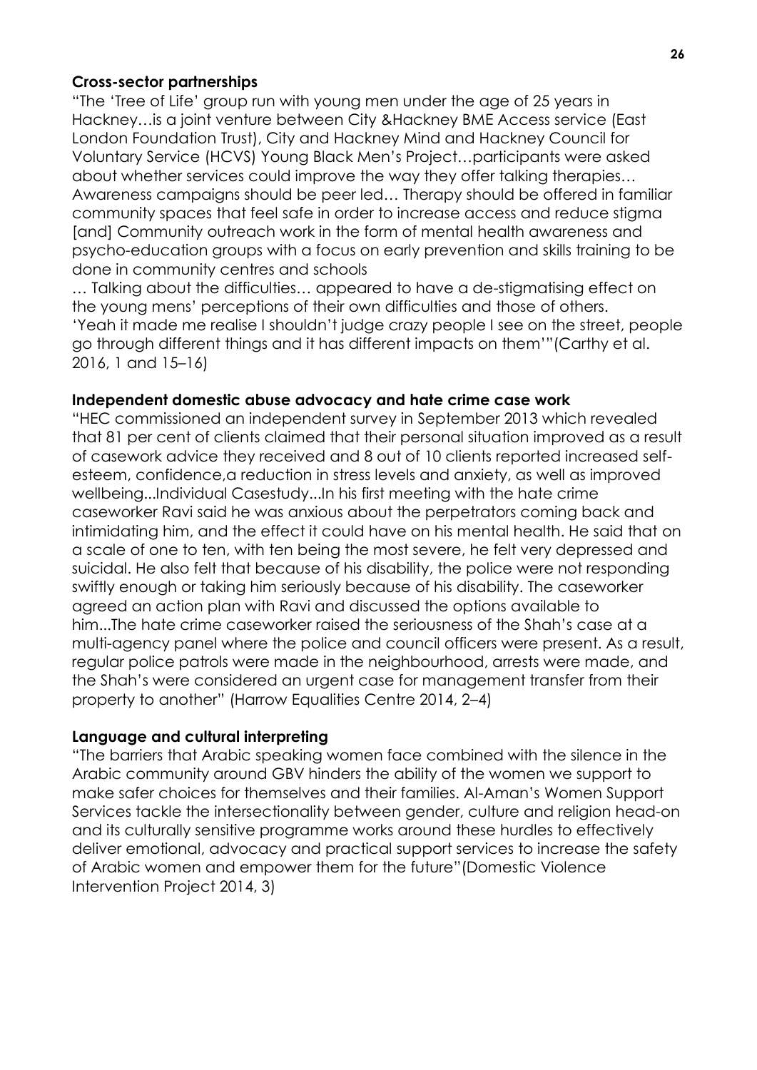**Cross-sector partnerships**

"The 'Tree of Life' group run with young men under the age of 25 years in Hackney…is a joint venture between City &Hackney BME Access service (East London Foundation Trust), City and Hackney Mind and Hackney Council for Voluntary Service (HCVS) Young Black Men's Project…participants were asked about whether services could improve the way they offer talking therapies… Awareness campaigns should be peer led… Therapy should be offered in familiar community spaces that feel safe in order to increase access and reduce stigma [and] Community outreach work in the form of mental health awareness and psycho-education groups with a focus on early prevention and skills training to be done in community centres and schools

… Talking about the difficulties… appeared to have a de-stigmatising effect on the young mens' perceptions of their own difficulties and those of others. 'Yeah it made me realise I shouldn't judge crazy people I see on the street, people go through different things and it has different impacts on them'"(Carthy et al. 2016, 1 and 15–16)

**Independent domestic abuse advocacy and hate crime case work**

"HEC commissioned an independent survey in September 2013 which revealed that 81 per cent of clients claimed that their personal situation improved as a result of casework advice they received and 8 out of 10 clients reported increased self-esteem, confidence,a reduction in stress levels and anxiety, as well as improved wellbeing...Individual Casestudy...In his first meeting with the hate crime caseworker Ravi said he was anxious about the perpetrators coming back and intimidating him, and the effect it could have on his mental health. He said that on a scale of one to ten, with ten being the most severe, he felt very depressed and suicidal. He also felt that because of his disability, the police were not responding swiftly enough or taking him seriously because of his disability. The caseworker agreed an action plan with Ravi and discussed the options available to him...The hate crime caseworker raised the seriousness of the Shah's case at a multi-agency panel where the police and council officers were present. As a result, regular police patrols were made in the neighbourhood, arrests were made, and the Shah's were considered an urgent case for management transfer from their property to another" (Harrow Equalities Centre 2014, 2–4)

**Language and cultural interpreting**

"The barriers that Arabic speaking women face combined with the silence in the Arabic community around GBV hinders the ability of the women we support to make safer choices for themselves and their families. Al-Aman's Women Support Services tackle the intersectionality between gender, culture and religion head-on and its culturally sensitive programme works around these hurdles to effectively deliver emotional, advocacy and practical support services to increase the safety of Arabic women and empower them for the future"(Domestic Violence Intervention Project 2014, 3)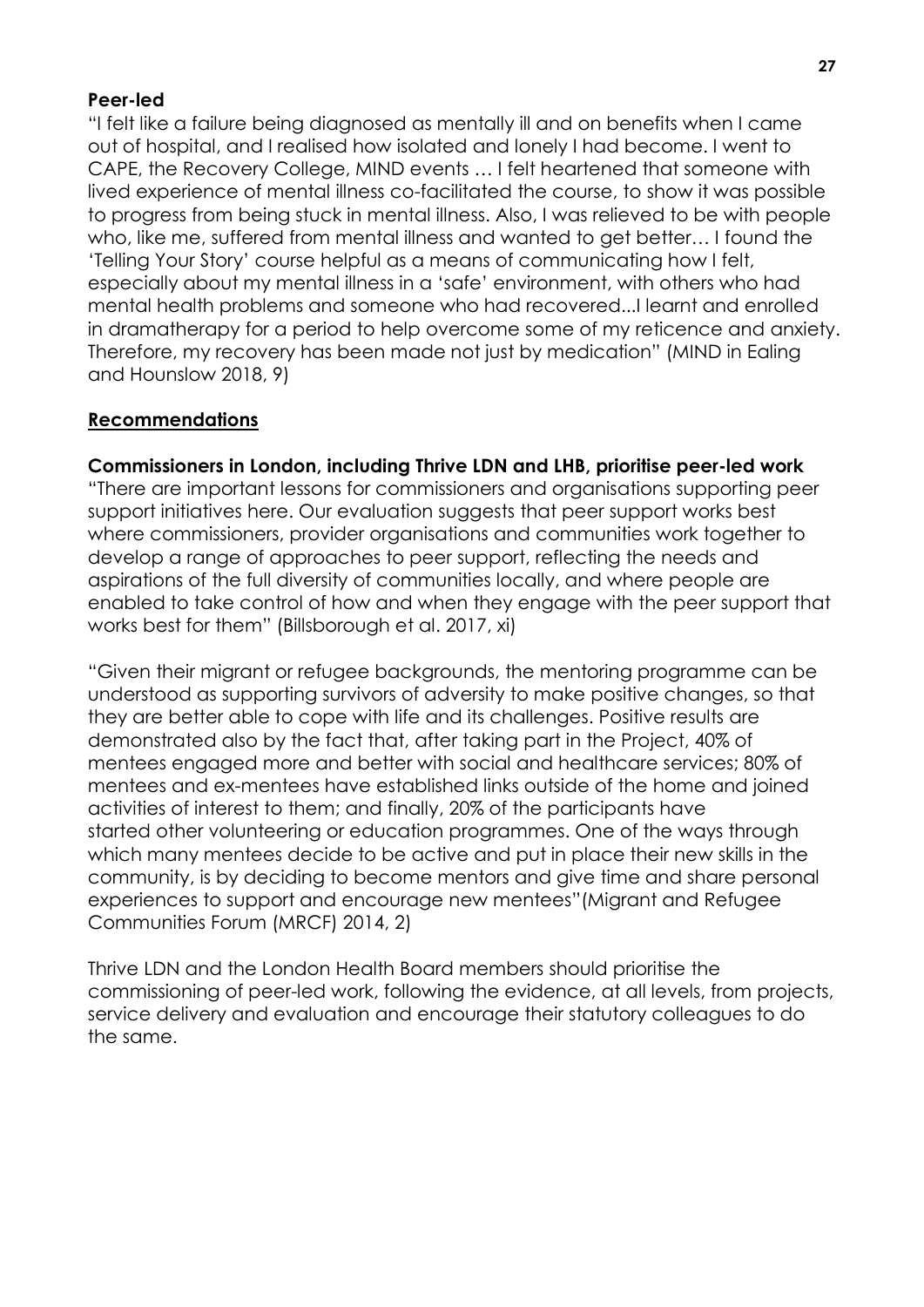**Peer-led**

"I felt like a failure being diagnosed as mentally ill and on benefits when I came out of hospital, and I realised how isolated and lonely I had become. I went to CAPE, the Recovery College, MIND events … I felt heartened that someone with lived experience of mental illness co-facilitated the course, to show it was possible to progress from being stuck in mental illness. Also, I was relieved to be with people who, like me, suffered from mental illness and wanted to get better… I found the 'Telling Your Story' course helpful as a means of communicating how I felt, especially about my mental illness in a 'safe' environment, with others who had mental health problems and someone who had recovered...I learnt and enrolled in dramatherapy for a period to help overcome some of my reticence and anxiety. Therefore, my recovery has been made not just by medication" (MIND in Ealing and Hounslow 2018, 9)

## Recommendations

**Commissioners in London, including Thrive LDN and LHB, prioritise peer-led work**

"There are important lessons for commissioners and organisations supporting peer support initiatives here. Our evaluation suggests that peer support works best where commissioners, provider organisations and communities work together to develop a range of approaches to peer support, reflecting the needs and aspirations of the full diversity of communities locally, and where people are enabled to take control of how and when they engage with the peer support that works best for them" (Billsborough et al. 2017, xi)

"Given their migrant or refugee backgrounds, the mentoring programme can be understood as supporting survivors of adversity to make positive changes, so that they are better able to cope with life and its challenges. Positive results are demonstrated also by the fact that, after taking part in the Project, 40% of mentees engaged more and better with social and healthcare services; 80% of mentees and ex-mentees have established links outside of the home and joined activities of interest to them; and finally, 20% of the participants have started other volunteering or education programmes. One of the ways through which many mentees decide to be active and put in place their new skills in the community, is by deciding to become mentors and give time and share personal experiences to support and encourage new mentees"(Migrant and Refugee Communities Forum (MRCF) 2014, 2)

Thrive LDN and the London Health Board members should prioritise the commissioning of peer-led work, following the evidence, at all levels, from projects, service delivery and evaluation and encourage their statutory colleagues to do the same.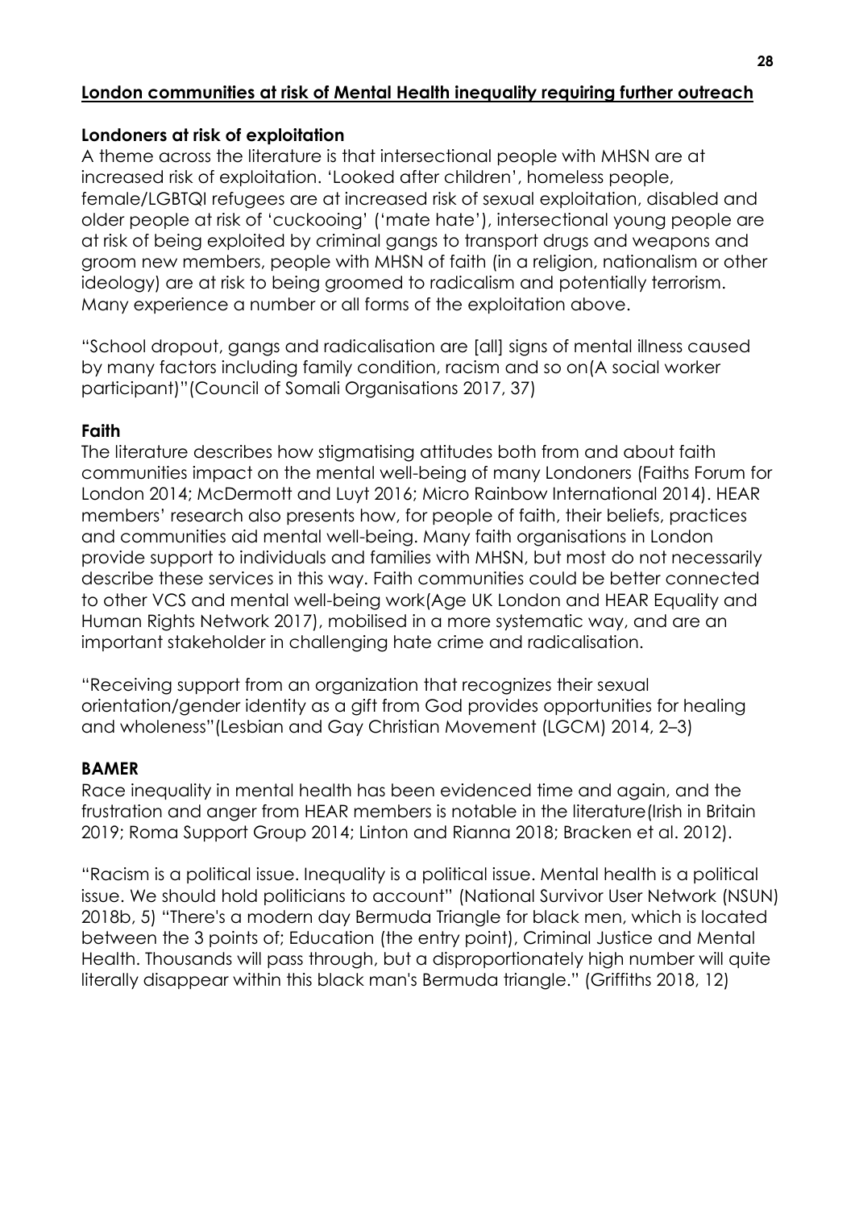## London communities at risk of Mental Health inequality requiring further outreach

### Londoners at risk of exploitation

A theme across the literature is that intersectional people with MHSN are at increased risk of exploitation. 'Looked after children', homeless people, female/LGBTQI refugees are at increased risk of sexual exploitation, disabled and older people at risk of 'cuckooing' ('mate hate'), intersectional young people are at risk of being exploited by criminal gangs to transport drugs and weapons and groom new members, people with MHSN of faith (in a religion, nationalism or other ideology) are at risk to being groomed to radicalism and potentially terrorism. Many experience a number or all forms of the exploitation above.

"School dropout, gangs and radicalisation are [all] signs of mental illness caused by many factors including family condition, racism and so on(A social worker participant)"(Council of Somali Organisations 2017, 37)

### Faith

The literature describes how stigmatising attitudes both from and about faith communities impact on the mental well-being of many Londoners (Faiths Forum for London 2014; McDermott and Luyt 2016; Micro Rainbow International 2014). HEAR members' research also presents how, for people of faith, their beliefs, practices and communities aid mental well-being. Many faith organisations in London provide support to individuals and families with MHSN, but most do not necessarily describe these services in this way. Faith communities could be better connected to other VCS and mental well-being work(Age UK London and HEAR Equality and Human Rights Network 2017), mobilised in a more systematic way, and are an important stakeholder in challenging hate crime and radicalisation.

"Receiving support from an organization that recognizes their sexual orientation/gender identity as a gift from God provides opportunities for healing and wholeness"(Lesbian and Gay Christian Movement (LGCM) 2014, 2–3)

### BAMER

Race inequality in mental health has been evidenced time and again, and the frustration and anger from HEAR members is notable in the literature(Irish in Britain 2019; Roma Support Group 2014; Linton and Rianna 2018; Bracken et al. 2012).

"Racism is a political issue. Inequality is a political issue. Mental health is a political issue. We should hold politicians to account" (National Survivor User Network (NSUN) 2018b, 5) "There's a modern day Bermuda Triangle for black men, which is located between the 3 points of; Education (the entry point), Criminal Justice and Mental Health. Thousands will pass through, but a disproportionately high number will quite literally disappear within this black man's Bermuda triangle." (Griffiths 2018, 12)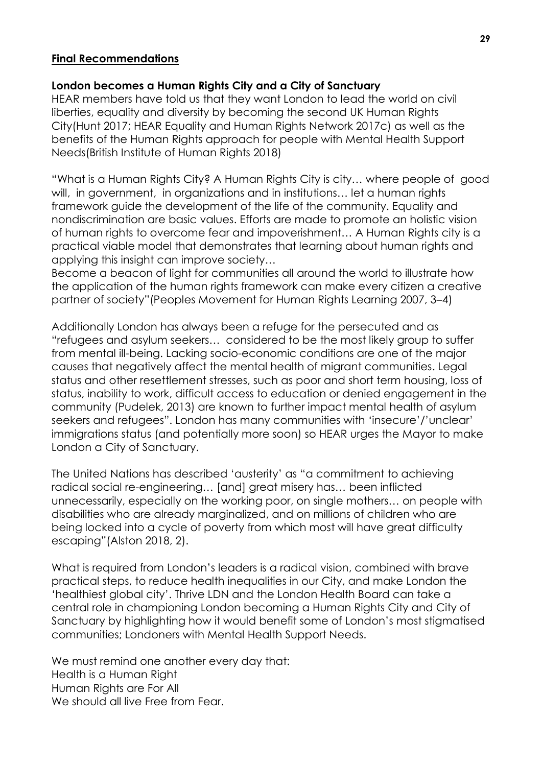## Final Recommendations

### London becomes a Human Rights City and a City of Sanctuary

HEAR members have told us that they want London to lead the world on civil liberties, equality and diversity by becoming the second UK Human Rights City(Hunt 2017; HEAR Equality and Human Rights Network 2017c) as well as the benefits of the Human Rights approach for people with Mental Health Support Needs(British Institute of Human Rights 2018)

"What is a Human Rights City? A Human Rights City is city… where people of good will, in government, in organizations and in institutions… let a human rights framework guide the development of the life of the community. Equality and nondiscrimination are basic values. Efforts are made to promote an holistic vision of human rights to overcome fear and impoverishment… A Human Rights city is a practical viable model that demonstrates that learning about human rights and applying this insight can improve society…
Become a beacon of light for communities all around the world to illustrate how the application of the human rights framework can make every citizen a creative partner of society"(Peoples Movement for Human Rights Learning 2007, 3–4)

Additionally London has always been a refuge for the persecuted and as "refugees and asylum seekers… considered to be the most likely group to suffer from mental ill-being. Lacking socio-economic conditions are one of the major causes that negatively affect the mental health of migrant communities. Legal status and other resettlement stresses, such as poor and short term housing, loss of status, inability to work, difficult access to education or denied engagement in the community (Pudelek, 2013) are known to further impact mental health of asylum seekers and refugees". London has many communities with 'insecure'/'unclear' immigrations status (and potentially more soon) so HEAR urges the Mayor to make London a City of Sanctuary.

The United Nations has described 'austerity' as "a commitment to achieving radical social re-engineering… [and] great misery has… been inflicted unnecessarily, especially on the working poor, on single mothers… on people with disabilities who are already marginalized, and on millions of children who are being locked into a cycle of poverty from which most will have great difficulty escaping"(Alston 2018, 2).

What is required from London's leaders is a radical vision, combined with brave practical steps, to reduce health inequalities in our City, and make London the 'healthiest global city'. Thrive LDN and the London Health Board can take a central role in championing London becoming a Human Rights City and City of Sanctuary by highlighting how it would benefit some of London's most stigmatised communities; Londoners with Mental Health Support Needs.

We must remind one another every day that:
Health is a Human Right
Human Rights are For All
We should all live Free from Fear.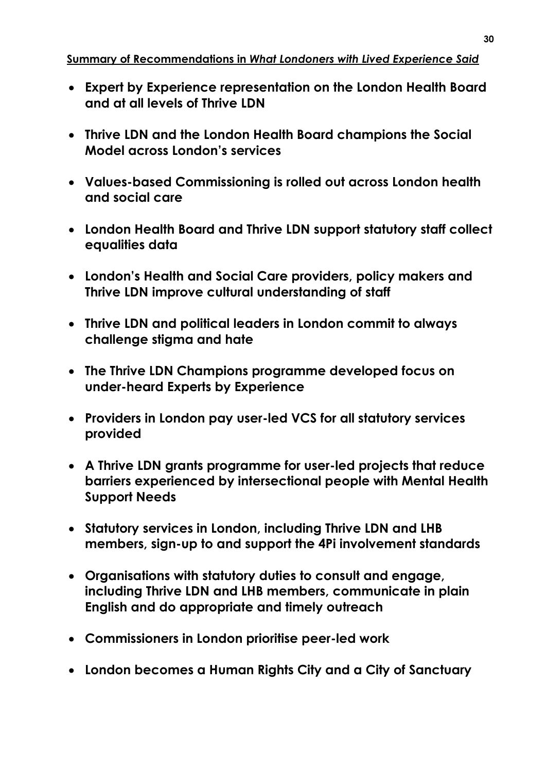**Summary of Recommendations in *What Londoners with Lived Experience Said***

- **Expert by Experience representation on the London Health Board and at all levels of Thrive LDN**
- **Thrive LDN and the London Health Board champions the Social Model across London's services**
- **Values-based Commissioning is rolled out across London health and social care**
- **London Health Board and Thrive LDN support statutory staff collect equalities data**
- **London's Health and Social Care providers, policy makers and Thrive LDN improve cultural understanding of staff**
- **Thrive LDN and political leaders in London commit to always challenge stigma and hate**
- **The Thrive LDN Champions programme developed focus on under-heard Experts by Experience**
- **Providers in London pay user-led VCS for all statutory services provided**
- **A Thrive LDN grants programme for user-led projects that reduce barriers experienced by intersectional people with Mental Health Support Needs**
- **Statutory services in London, including Thrive LDN and LHB members, sign-up to and support the 4Pi involvement standards**
- **Organisations with statutory duties to consult and engage, including Thrive LDN and LHB members, communicate in plain English and do appropriate and timely outreach**
- **Commissioners in London prioritise peer-led work**
- **London becomes a Human Rights City and a City of Sanctuary**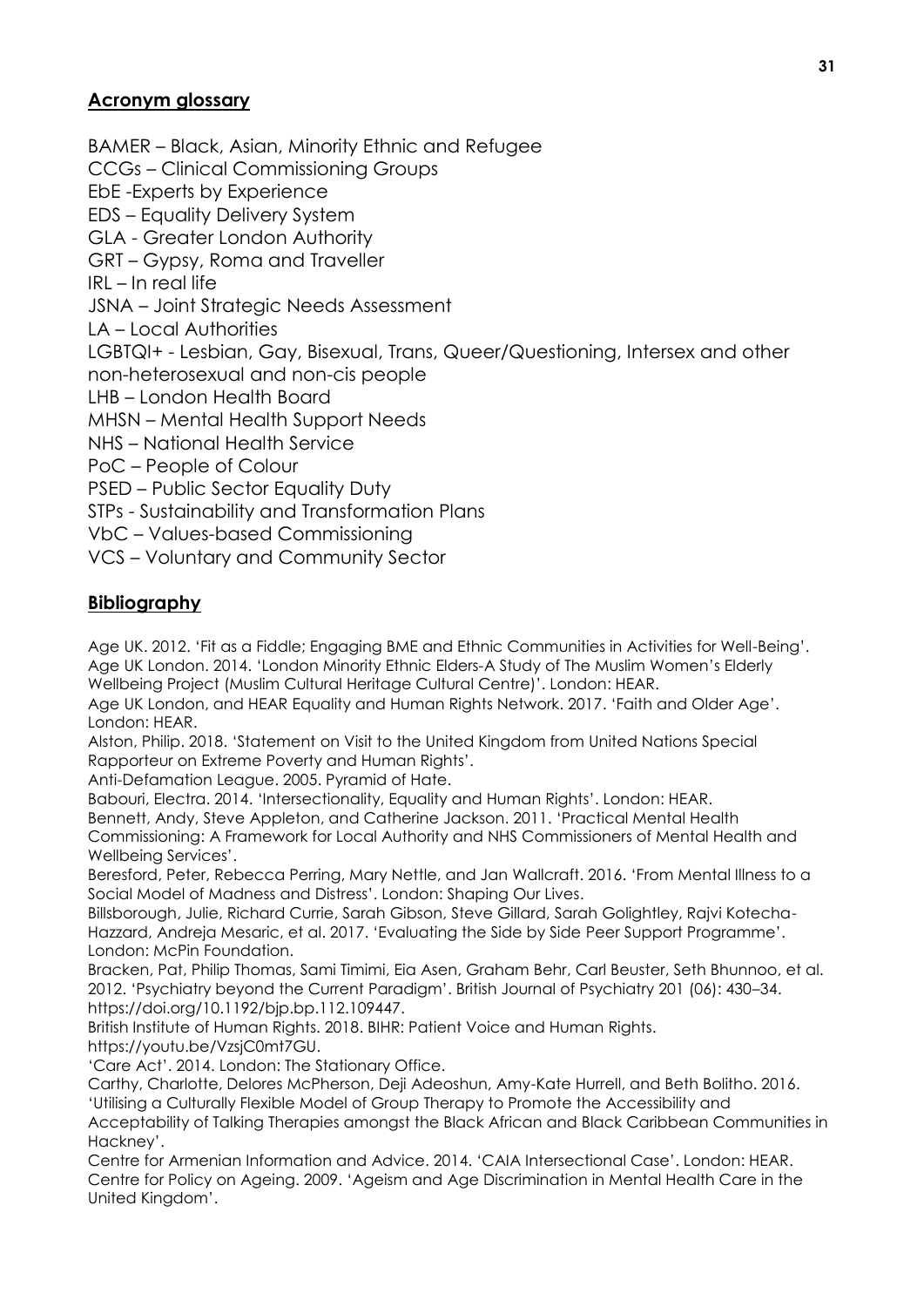## Acronym glossary

BAMER – Black, Asian, Minority Ethnic and Refugee
CCGs – Clinical Commissioning Groups
EbE -Experts by Experience
EDS – Equality Delivery System
GLA - Greater London Authority
GRT – Gypsy, Roma and Traveller
IRL – In real life
JSNA – Joint Strategic Needs Assessment
LA – Local Authorities
LGBTQI+ - Lesbian, Gay, Bisexual, Trans, Queer/Questioning, Intersex and other non-heterosexual and non-cis people
LHB – London Health Board
MHSN – Mental Health Support Needs
NHS – National Health Service
PoC – People of Colour
PSED – Public Sector Equality Duty
STPs - Sustainability and Transformation Plans
VbC – Values-based Commissioning
VCS – Voluntary and Community Sector

## Bibliography

Age UK. 2012. 'Fit as a Fiddle; Engaging BME and Ethnic Communities in Activities for Well-Being'.
Age UK London. 2014. 'London Minority Ethnic Elders-A Study of The Muslim Women's Elderly Wellbeing Project (Muslim Cultural Heritage Cultural Centre)'. London: HEAR.
Age UK London, and HEAR Equality and Human Rights Network. 2017. 'Faith and Older Age'. London: HEAR.
Alston, Philip. 2018. 'Statement on Visit to the United Kingdom from United Nations Special Rapporteur on Extreme Poverty and Human Rights'.
Anti-Defamation League. 2005. Pyramid of Hate.
Babouri, Electra. 2014. 'Intersectionality, Equality and Human Rights'. London: HEAR.
Bennett, Andy, Steve Appleton, and Catherine Jackson. 2011. 'Practical Mental Health Commissioning: A Framework for Local Authority and NHS Commissioners of Mental Health and Wellbeing Services'.
Beresford, Peter, Rebecca Perring, Mary Nettle, and Jan Wallcraft. 2016. 'From Mental Illness to a Social Model of Madness and Distress'. London: Shaping Our Lives.
Billsborough, Julie, Richard Currie, Sarah Gibson, Steve Gillard, Sarah Golightley, Rajvi Kotecha-Hazzard, Andreja Mesaric, et al. 2017. 'Evaluating the Side by Side Peer Support Programme'. London: McPin Foundation.
Bracken, Pat, Philip Thomas, Sami Timimi, Eia Asen, Graham Behr, Carl Beuster, Seth Bhunnoo, et al. 2012. 'Psychiatry beyond the Current Paradigm'. British Journal of Psychiatry 201 (06): 430–34. https://doi.org/10.1192/bjp.bp.112.109447.
British Institute of Human Rights. 2018. BIHR: Patient Voice and Human Rights. https://youtu.be/VzsjC0mt7GU.
'Care Act'. 2014. London: The Stationary Office.
Carthy, Charlotte, Delores McPherson, Deji Adeoshun, Amy-Kate Hurrell, and Beth Bolitho. 2016. 'Utilising a Culturally Flexible Model of Group Therapy to Promote the Accessibility and Acceptability of Talking Therapies amongst the Black African and Black Caribbean Communities in Hackney'.
Centre for Armenian Information and Advice. 2014. 'CAIA Intersectional Case'. London: HEAR.
Centre for Policy on Ageing. 2009. 'Ageism and Age Discrimination in Mental Health Care in the United Kingdom'.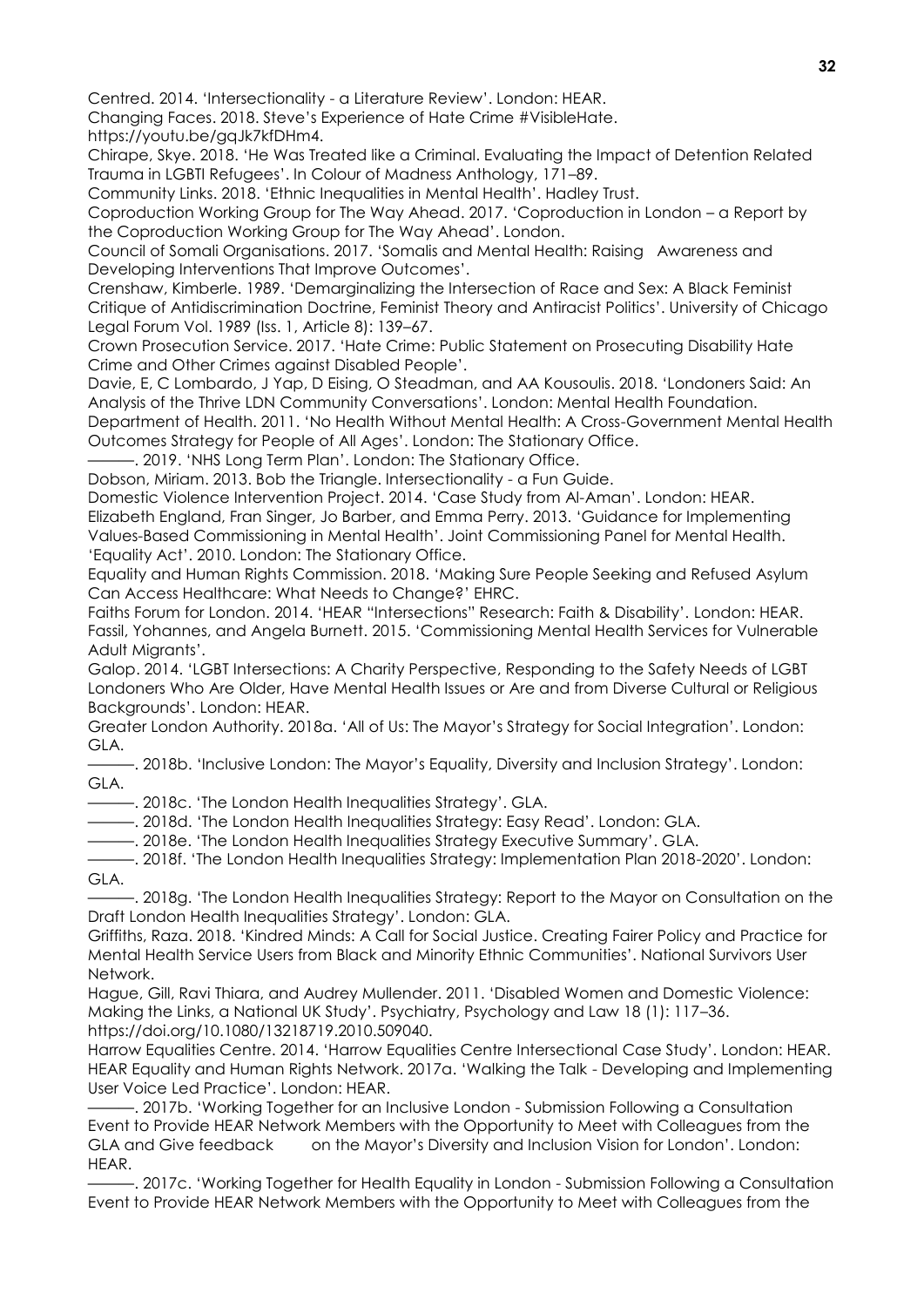Centred. 2014. 'Intersectionality - a Literature Review'. London: HEAR.

Changing Faces. 2018. Steve's Experience of Hate Crime #VisibleHate. https://youtu.be/gqJk7kfDHm4.

Chirape, Skye. 2018. 'He Was Treated like a Criminal. Evaluating the Impact of Detention Related Trauma in LGBTI Refugees'. In Colour of Madness Anthology, 171–89.

Community Links. 2018. 'Ethnic Inequalities in Mental Health'. Hadley Trust.

Coproduction Working Group for The Way Ahead. 2017. 'Coproduction in London – a Report by the Coproduction Working Group for The Way Ahead'. London.

Council of Somali Organisations. 2017. 'Somalis and Mental Health: Raising Awareness and Developing Interventions That Improve Outcomes'.

Crenshaw, Kimberle. 1989. 'Demarginalizing the Intersection of Race and Sex: A Black Feminist Critique of Antidiscrimination Doctrine, Feminist Theory and Antiracist Politics'. University of Chicago Legal Forum Vol. 1989 (Iss. 1, Article 8): 139–67.

Crown Prosecution Service. 2017. 'Hate Crime: Public Statement on Prosecuting Disability Hate Crime and Other Crimes against Disabled People'.

Davie, E, C Lombardo, J Yap, D Eising, O Steadman, and AA Kousoulis. 2018. 'Londoners Said: An Analysis of the Thrive LDN Community Conversations'. London: Mental Health Foundation.

Department of Health. 2011. 'No Health Without Mental Health: A Cross-Government Mental Health Outcomes Strategy for People of All Ages'. London: The Stationary Office.

———. 2019. 'NHS Long Term Plan'. London: The Stationary Office.

Dobson, Miriam. 2013. Bob the Triangle. Intersectionality - a Fun Guide.

Domestic Violence Intervention Project. 2014. 'Case Study from Al-Aman'. London: HEAR.

Elizabeth England, Fran Singer, Jo Barber, and Emma Perry. 2013. 'Guidance for Implementing Values-Based Commissioning in Mental Health'. Joint Commissioning Panel for Mental Health.

'Equality Act'. 2010. London: The Stationary Office.

Equality and Human Rights Commission. 2018. 'Making Sure People Seeking and Refused Asylum Can Access Healthcare: What Needs to Change?' EHRC.

Faiths Forum for London. 2014. 'HEAR "Intersections" Research: Faith & Disability'. London: HEAR.

Fassil, Yohannes, and Angela Burnett. 2015. 'Commissioning Mental Health Services for Vulnerable Adult Migrants'.

Galop. 2014. 'LGBT Intersections: A Charity Perspective, Responding to the Safety Needs of LGBT Londoners Who Are Older, Have Mental Health Issues or Are and from Diverse Cultural or Religious Backgrounds'. London: HEAR.

Greater London Authority. 2018a. 'All of Us: The Mayor's Strategy for Social Integration'. London: GLA.

———. 2018b. 'Inclusive London: The Mayor's Equality, Diversity and Inclusion Strategy'. London: GLA.

———. 2018c. 'The London Health Inequalities Strategy'. GLA.

———. 2018d. 'The London Health Inequalities Strategy: Easy Read'. London: GLA.

———. 2018e. 'The London Health Inequalities Strategy Executive Summary'. GLA.

———. 2018f. 'The London Health Inequalities Strategy: Implementation Plan 2018-2020'. London: GLA.

———. 2018g. 'The London Health Inequalities Strategy: Report to the Mayor on Consultation on the Draft London Health Inequalities Strategy'. London: GLA.

Griffiths, Raza. 2018. 'Kindred Minds: A Call for Social Justice. Creating Fairer Policy and Practice for Mental Health Service Users from Black and Minority Ethnic Communities'. National Survivors User Network.

Hague, Gill, Ravi Thiara, and Audrey Mullender. 2011. 'Disabled Women and Domestic Violence: Making the Links, a National UK Study'. Psychiatry, Psychology and Law 18 (1): 117–36. https://doi.org/10.1080/13218719.2010.509040.

Harrow Equalities Centre. 2014. 'Harrow Equalities Centre Intersectional Case Study'. London: HEAR.

HEAR Equality and Human Rights Network. 2017a. 'Walking the Talk - Developing and Implementing User Voice Led Practice'. London: HEAR.

———. 2017b. 'Working Together for an Inclusive London - Submission Following a Consultation Event to Provide HEAR Network Members with the Opportunity to Meet with Colleagues from the GLA and Give feedback on the Mayor's Diversity and Inclusion Vision for London'. London: HEAR.

———. 2017c. 'Working Together for Health Equality in London - Submission Following a Consultation Event to Provide HEAR Network Members with the Opportunity to Meet with Colleagues from the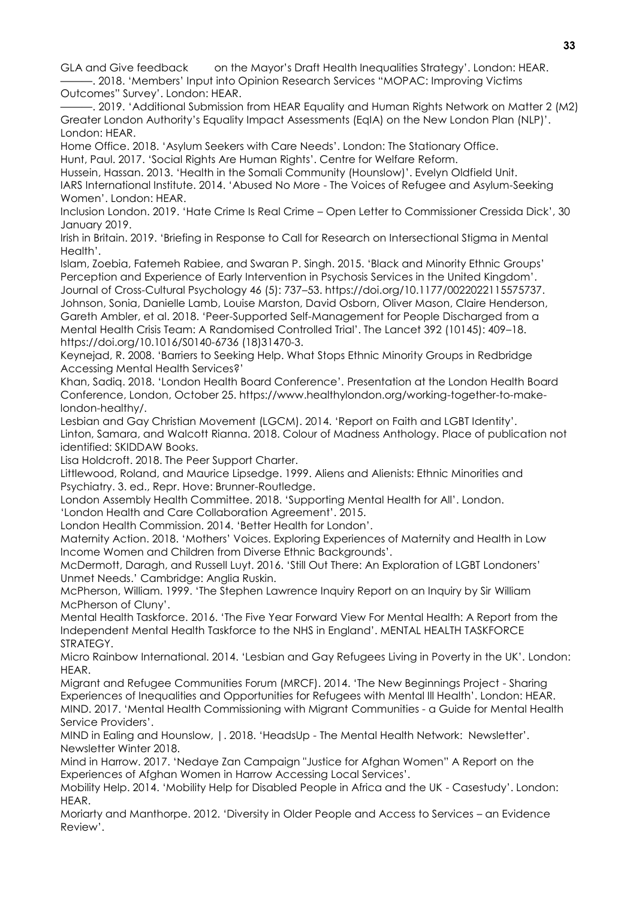GLA and Give feedback on the Mayor's Draft Health Inequalities Strategy'. London: HEAR.

———. 2018. 'Members' Input into Opinion Research Services "MOPAC: Improving Victims Outcomes" Survey'. London: HEAR.

———. 2019. 'Additional Submission from HEAR Equality and Human Rights Network on Matter 2 (M2) Greater London Authority's Equality Impact Assessments (EqIA) on the New London Plan (NLP)'. London: HEAR.

Home Office. 2018. 'Asylum Seekers with Care Needs'. London: The Stationary Office.

Hunt, Paul. 2017. 'Social Rights Are Human Rights'. Centre for Welfare Reform.

Hussein, Hassan. 2013. 'Health in the Somali Community (Hounslow)'. Evelyn Oldfield Unit.

IARS International Institute. 2014. 'Abused No More - The Voices of Refugee and Asylum-Seeking Women'. London: HEAR.

Inclusion London. 2019. 'Hate Crime Is Real Crime – Open Letter to Commissioner Cressida Dick', 30 January 2019.

Irish in Britain. 2019. 'Briefing in Response to Call for Research on Intersectional Stigma in Mental Health'.

Islam, Zoebia, Fatemeh Rabiee, and Swaran P. Singh. 2015. 'Black and Minority Ethnic Groups' Perception and Experience of Early Intervention in Psychosis Services in the United Kingdom'. Journal of Cross-Cultural Psychology 46 (5): 737–53. https://doi.org/10.1177/0022022115575737.

Johnson, Sonia, Danielle Lamb, Louise Marston, David Osborn, Oliver Mason, Claire Henderson, Gareth Ambler, et al. 2018. 'Peer-Supported Self-Management for People Discharged from a Mental Health Crisis Team: A Randomised Controlled Trial'. The Lancet 392 (10145): 409–18. https://doi.org/10.1016/S0140-6736 (18)31470-3.

Keynejad, R. 2008. 'Barriers to Seeking Help. What Stops Ethnic Minority Groups in Redbridge Accessing Mental Health Services?'

Khan, Sadiq. 2018. 'London Health Board Conference'. Presentation at the London Health Board Conference, London, October 25. https://www.healthylondon.org/working-together-to-make-london-healthy/.

Lesbian and Gay Christian Movement (LGCM). 2014. 'Report on Faith and LGBT Identity'.

Linton, Samara, and Walcott Rianna. 2018. Colour of Madness Anthology. Place of publication not identified: SKIDDAW Books.

Lisa Holdcroft. 2018. The Peer Support Charter.

Littlewood, Roland, and Maurice Lipsedge. 1999. Aliens and Alienists: Ethnic Minorities and Psychiatry. 3. ed., Repr. Hove: Brunner-Routledge.

London Assembly Health Committee. 2018. 'Supporting Mental Health for All'. London.

'London Health and Care Collaboration Agreement'. 2015.

London Health Commission. 2014. 'Better Health for London'.

Maternity Action. 2018. 'Mothers' Voices. Exploring Experiences of Maternity and Health in Low Income Women and Children from Diverse Ethnic Backgrounds'.

McDermott, Daragh, and Russell Luyt. 2016. 'Still Out There: An Exploration of LGBT Londoners' Unmet Needs.' Cambridge: Anglia Ruskin.

McPherson, William. 1999. 'The Stephen Lawrence Inquiry Report on an Inquiry by Sir William McPherson of Cluny'.

Mental Health Taskforce. 2016. 'The Five Year Forward View For Mental Health: A Report from the Independent Mental Health Taskforce to the NHS in England'. MENTAL HEALTH TASKFORCE STRATEGY.

Micro Rainbow International. 2014. 'Lesbian and Gay Refugees Living in Poverty in the UK'. London: HEAR.

Migrant and Refugee Communities Forum (MRCF). 2014. 'The New Beginnings Project - Sharing Experiences of Inequalities and Opportunities for Refugees with Mental Ill Health'. London: HEAR.

MIND. 2017. 'Mental Health Commissioning with Migrant Communities - a Guide for Mental Health Service Providers'.

MIND in Ealing and Hounslow, |. 2018. 'HeadsUp - The Mental Health Network: Newsletter'. Newsletter Winter 2018.

Mind in Harrow. 2017. 'Nedaye Zan Campaign "Justice for Afghan Women" A Report on the Experiences of Afghan Women in Harrow Accessing Local Services'.

Mobility Help. 2014. 'Mobility Help for Disabled People in Africa and the UK - Casestudy'. London: HEAR.

Moriarty and Manthorpe. 2012. 'Diversity in Older People and Access to Services – an Evidence Review'.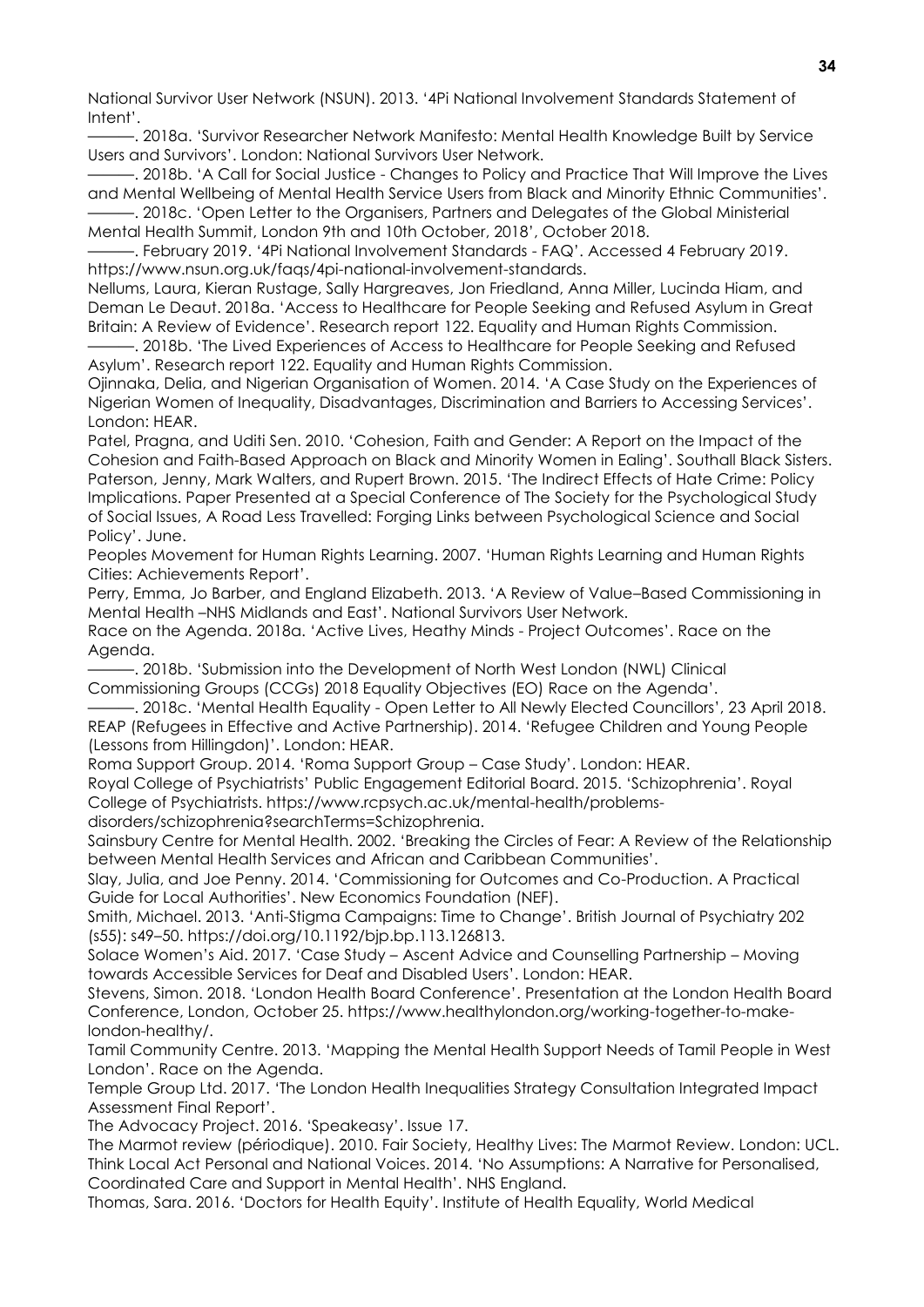National Survivor User Network (NSUN). 2013. '4Pi National Involvement Standards Statement of Intent'.

———. 2018a. 'Survivor Researcher Network Manifesto: Mental Health Knowledge Built by Service Users and Survivors'. London: National Survivors User Network.

———. 2018b. 'A Call for Social Justice - Changes to Policy and Practice That Will Improve the Lives and Mental Wellbeing of Mental Health Service Users from Black and Minority Ethnic Communities'.

———. 2018c. 'Open Letter to the Organisers, Partners and Delegates of the Global Ministerial Mental Health Summit, London 9th and 10th October, 2018', October 2018.

———. February 2019. '4Pi National Involvement Standards - FAQ'. Accessed 4 February 2019. https://www.nsun.org.uk/faqs/4pi-national-involvement-standards.

Nellums, Laura, Kieran Rustage, Sally Hargreaves, Jon Friedland, Anna Miller, Lucinda Hiam, and Deman Le Deaut. 2018a. 'Access to Healthcare for People Seeking and Refused Asylum in Great Britain: A Review of Evidence'. Research report 122. Equality and Human Rights Commission.

———. 2018b. 'The Lived Experiences of Access to Healthcare for People Seeking and Refused Asylum'. Research report 122. Equality and Human Rights Commission.

Ojinnaka, Delia, and Nigerian Organisation of Women. 2014. 'A Case Study on the Experiences of Nigerian Women of Inequality, Disadvantages, Discrimination and Barriers to Accessing Services'. London: HEAR.

Patel, Pragna, and Uditi Sen. 2010. 'Cohesion, Faith and Gender: A Report on the Impact of the Cohesion and Faith-Based Approach on Black and Minority Women in Ealing'. Southall Black Sisters.

Paterson, Jenny, Mark Walters, and Rupert Brown. 2015. 'The Indirect Effects of Hate Crime: Policy Implications. Paper Presented at a Special Conference of The Society for the Psychological Study of Social Issues, A Road Less Travelled: Forging Links between Psychological Science and Social Policy'. June.

Peoples Movement for Human Rights Learning. 2007. 'Human Rights Learning and Human Rights Cities: Achievements Report'.

Perry, Emma, Jo Barber, and England Elizabeth. 2013. 'A Review of Value–Based Commissioning in Mental Health –NHS Midlands and East'. National Survivors User Network.

Race on the Agenda. 2018a. 'Active Lives, Heathy Minds - Project Outcomes'. Race on the Agenda.

———. 2018b. 'Submission into the Development of North West London (NWL) Clinical Commissioning Groups (CCGs) 2018 Equality Objectives (EO) Race on the Agenda'.

———. 2018c. 'Mental Health Equality - Open Letter to All Newly Elected Councillors', 23 April 2018.

REAP (Refugees in Effective and Active Partnership). 2014. 'Refugee Children and Young People (Lessons from Hillingdon)'. London: HEAR.

Roma Support Group. 2014. 'Roma Support Group – Case Study'. London: HEAR.

Royal College of Psychiatrists' Public Engagement Editorial Board. 2015. 'Schizophrenia'. Royal College of Psychiatrists. https://www.rcpsych.ac.uk/mental-health/problems-disorders/schizophrenia?searchTerms=Schizophrenia.

Sainsbury Centre for Mental Health. 2002. 'Breaking the Circles of Fear: A Review of the Relationship between Mental Health Services and African and Caribbean Communities'.

Slay, Julia, and Joe Penny. 2014. 'Commissioning for Outcomes and Co-Production. A Practical Guide for Local Authorities'. New Economics Foundation (NEF).

Smith, Michael. 2013. 'Anti-Stigma Campaigns: Time to Change'. British Journal of Psychiatry 202 (s55): s49–50. https://doi.org/10.1192/bjp.bp.113.126813.

Solace Women's Aid. 2017. 'Case Study – Ascent Advice and Counselling Partnership – Moving towards Accessible Services for Deaf and Disabled Users'. London: HEAR.

Stevens, Simon. 2018. 'London Health Board Conference'. Presentation at the London Health Board Conference, London, October 25. https://www.healthylondon.org/working-together-to-make-london-healthy/.

Tamil Community Centre. 2013. 'Mapping the Mental Health Support Needs of Tamil People in West London'. Race on the Agenda.

Temple Group Ltd. 2017. 'The London Health Inequalities Strategy Consultation Integrated Impact Assessment Final Report'.

The Advocacy Project. 2016. 'Speakeasy'. Issue 17.

The Marmot review (périodique). 2010. Fair Society, Healthy Lives: The Marmot Review. London: UCL.

Think Local Act Personal and National Voices. 2014. 'No Assumptions: A Narrative for Personalised, Coordinated Care and Support in Mental Health'. NHS England.

Thomas, Sara. 2016. 'Doctors for Health Equity'. Institute of Health Equality, World Medical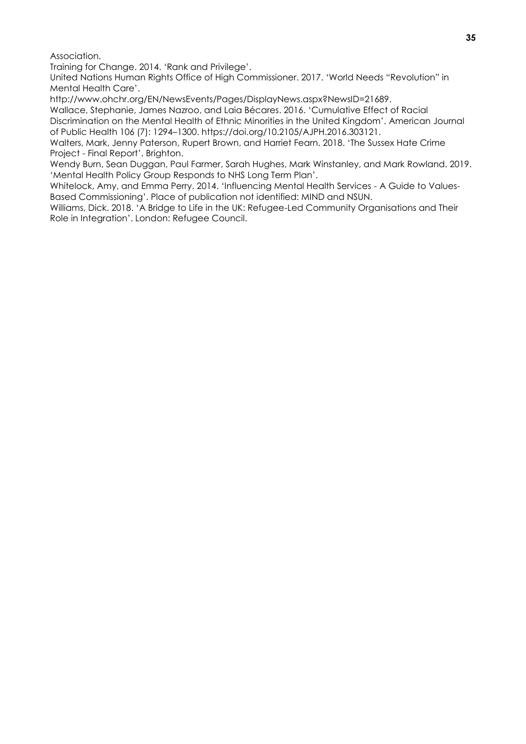Association.

Training for Change. 2014. 'Rank and Privilege'.

United Nations Human Rights Office of High Commissioner. 2017. 'World Needs "Revolution" in Mental Health Care'.
http://www.ohchr.org/EN/NewsEvents/Pages/DisplayNews.aspx?NewsID=21689.

Wallace, Stephanie, James Nazroo, and Laia Bécares. 2016. 'Cumulative Effect of Racial Discrimination on the Mental Health of Ethnic Minorities in the United Kingdom'. American Journal of Public Health 106 (7): 1294–1300. https://doi.org/10.2105/AJPH.2016.303121.

Walters, Mark, Jenny Paterson, Rupert Brown, and Harriet Fearn. 2018. 'The Sussex Hate Crime Project - Final Report'. Brighton.

Wendy Burn, Sean Duggan, Paul Farmer, Sarah Hughes, Mark Winstanley, and Mark Rowland. 2019. 'Mental Health Policy Group Responds to NHS Long Term Plan'.

Whitelock, Amy, and Emma Perry. 2014. 'Influencing Mental Health Services - A Guide to Values-Based Commissioning'. Place of publication not identified: MIND and NSUN.

Williams, Dick. 2018. 'A Bridge to Life in the UK: Refugee-Led Community Organisations and Their Role in Integration'. London: Refugee Council.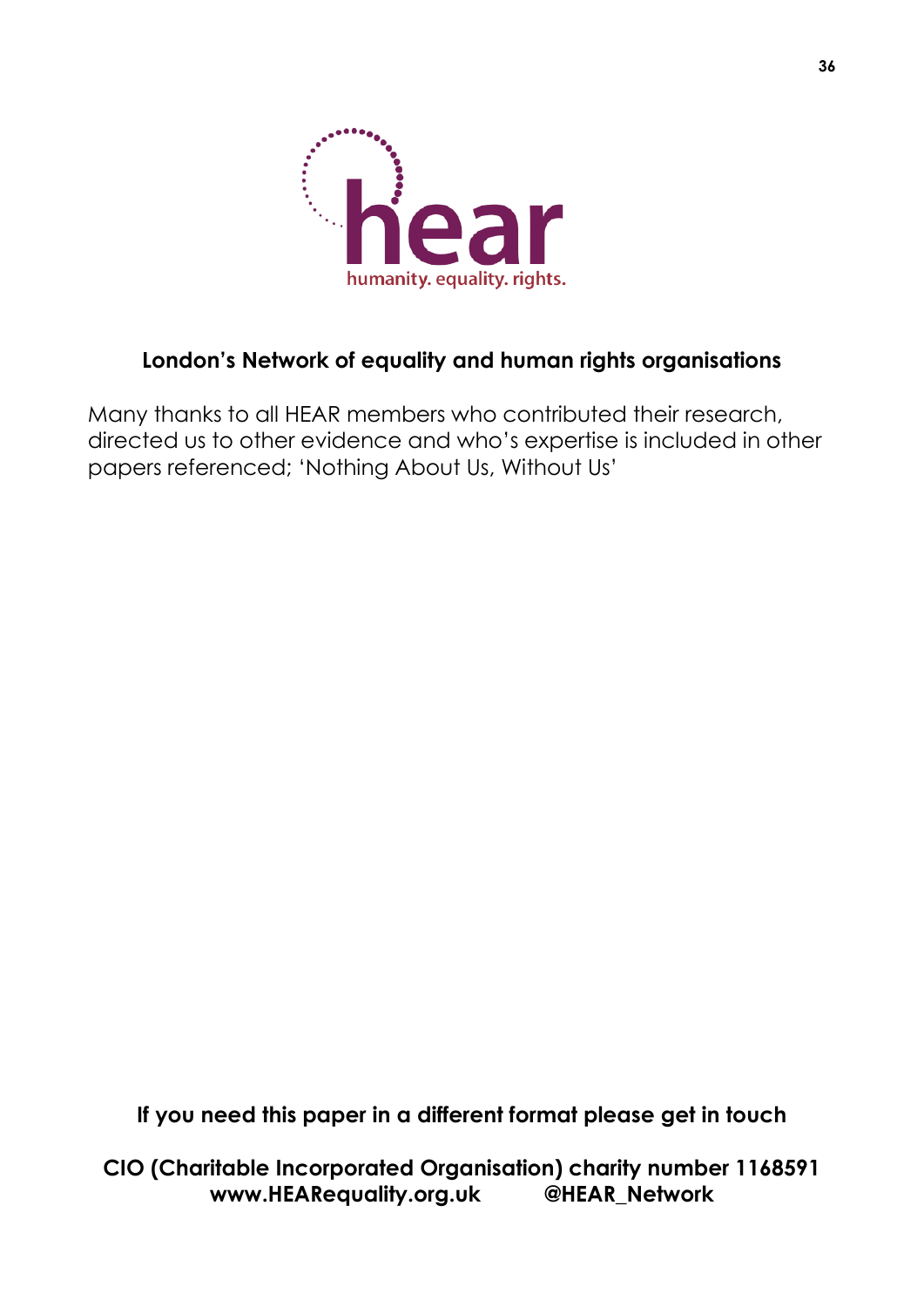hear

humanity. equality. rights.

**London's Network of equality and human rights organisations**

Many thanks to all HEAR members who contributed their research, directed us to other evidence and who's expertise is included in other papers referenced; 'Nothing About Us, Without Us'

**If you need this paper in a different format please get in touch**

**CIO (Charitable Incorporated Organisation) charity number 1168591**
**www.HEARequality.org.uk @HEAR_Network**